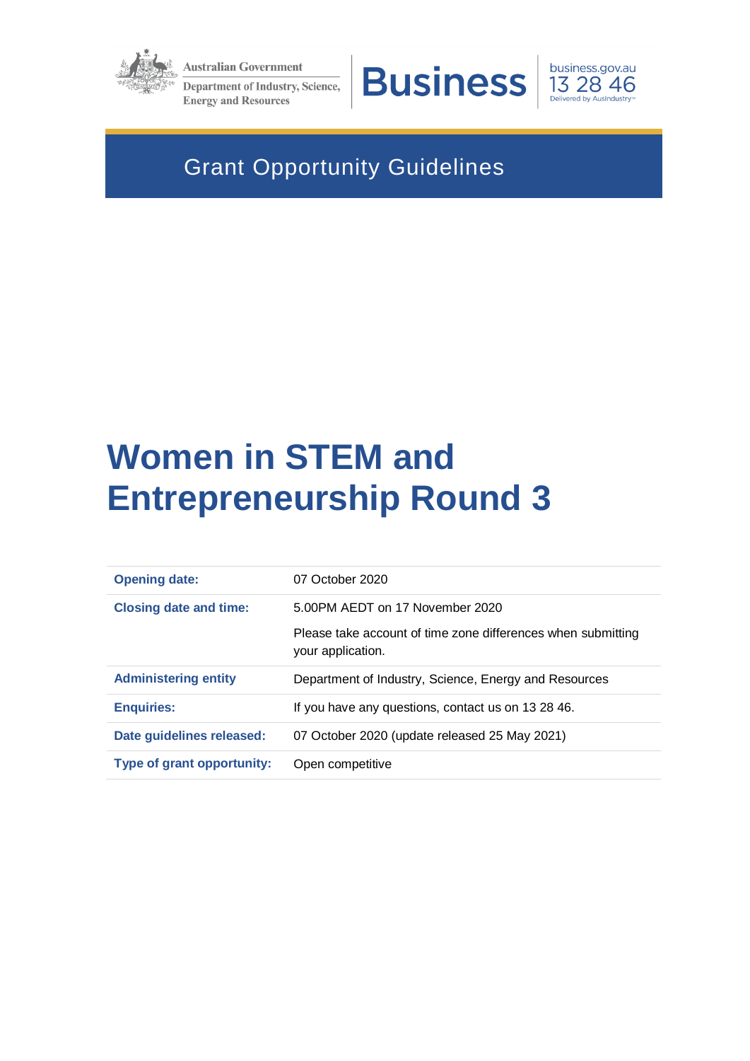Australian Government
Department of Industry, Science, Energy and Resources

Business | business.gov.au 13 28 46 Delivered by AusIndustry

Grant Opportunity Guidelines

# Women in STEM and Entrepreneurship Round 3

| | |
|---|---|
| **Opening date:** | 07 October 2020 |
| **Closing date and time:** | 5.00PM AEDT on 17 November 2020<br><br>Please take account of time zone differences when submitting your application. |
| **Administering entity** | Department of Industry, Science, Energy and Resources |
| **Enquiries:** | If you have any questions, contact us on 13 28 46. |
| **Date guidelines released:** | 07 October 2020 (update released 25 May 2021) |
| **Type of grant opportunity:** | Open competitive |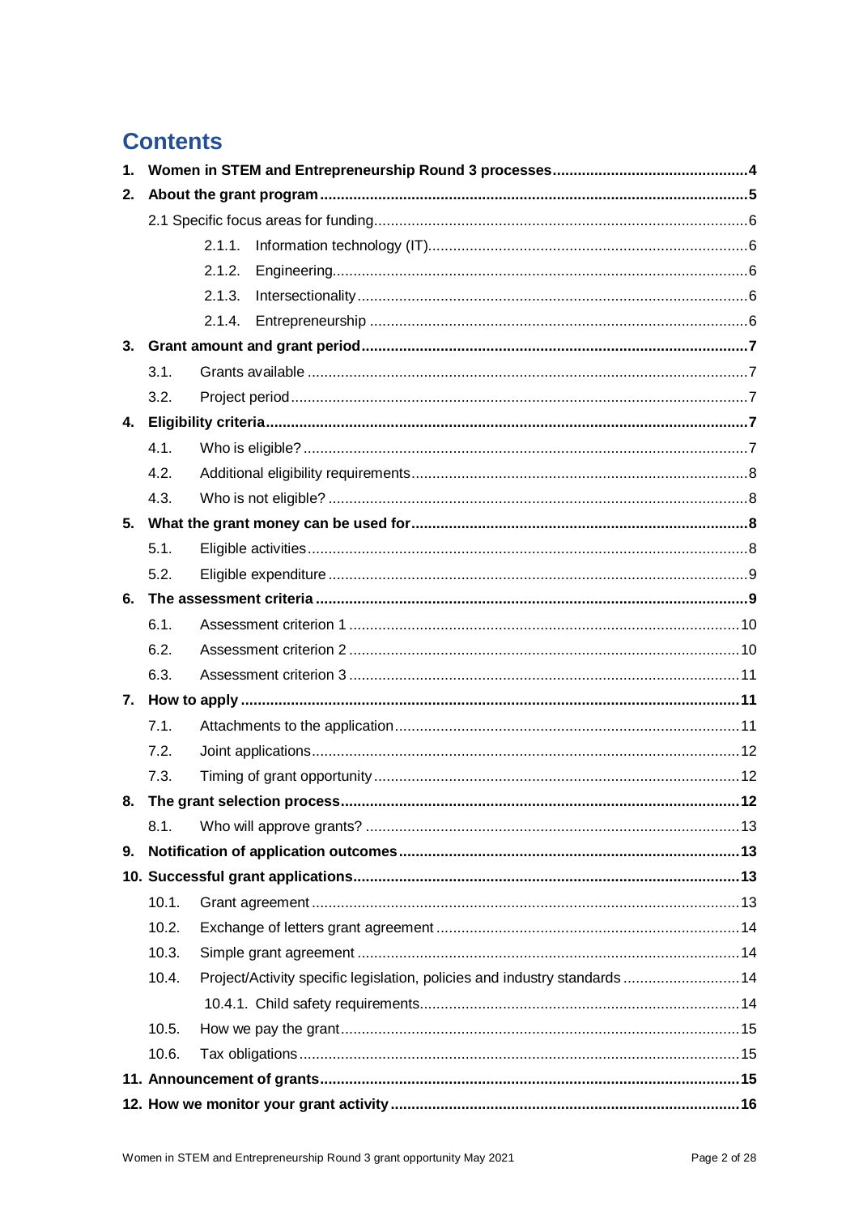# Contents

1. **Women in STEM and Entrepreneurship Round 3 processes** 4
2. **About the grant program** 5
   - 2.1 Specific focus areas for funding 6
     - 2.1.1. Information technology (IT) 6
     - 2.1.2. Engineering 6
     - 2.1.3. Intersectionality 6
     - 2.1.4. Entrepreneurship 6
3. **Grant amount and grant period** 7
   - 3.1. Grants available 7
   - 3.2. Project period 7
4. **Eligibility criteria** 7
   - 4.1. Who is eligible? 7
   - 4.2. Additional eligibility requirements 8
   - 4.3. Who is not eligible? 8
5. **What the grant money can be used for** 8
   - 5.1. Eligible activities 8
   - 5.2. Eligible expenditure 9
6. **The assessment criteria** 9
   - 6.1. Assessment criterion 1 10
   - 6.2. Assessment criterion 2 10
   - 6.3. Assessment criterion 3 11
7. **How to apply** 11
   - 7.1. Attachments to the application 11
   - 7.2. Joint applications 12
   - 7.3. Timing of grant opportunity 12
8. **The grant selection process** 12
   - 8.1. Who will approve grants? 13
9. **Notification of application outcomes** 13
10. **Successful grant applications** 13
    - 10.1. Grant agreement 13
    - 10.2. Exchange of letters grant agreement 14
    - 10.3. Simple grant agreement 14
    - 10.4. Project/Activity specific legislation, policies and industry standards 14
      - 10.4.1. Child safety requirements 14
    - 10.5. How we pay the grant 15
    - 10.6. Tax obligations 15
11. **Announcement of grants** 15
12. **How we monitor your grant activity** 16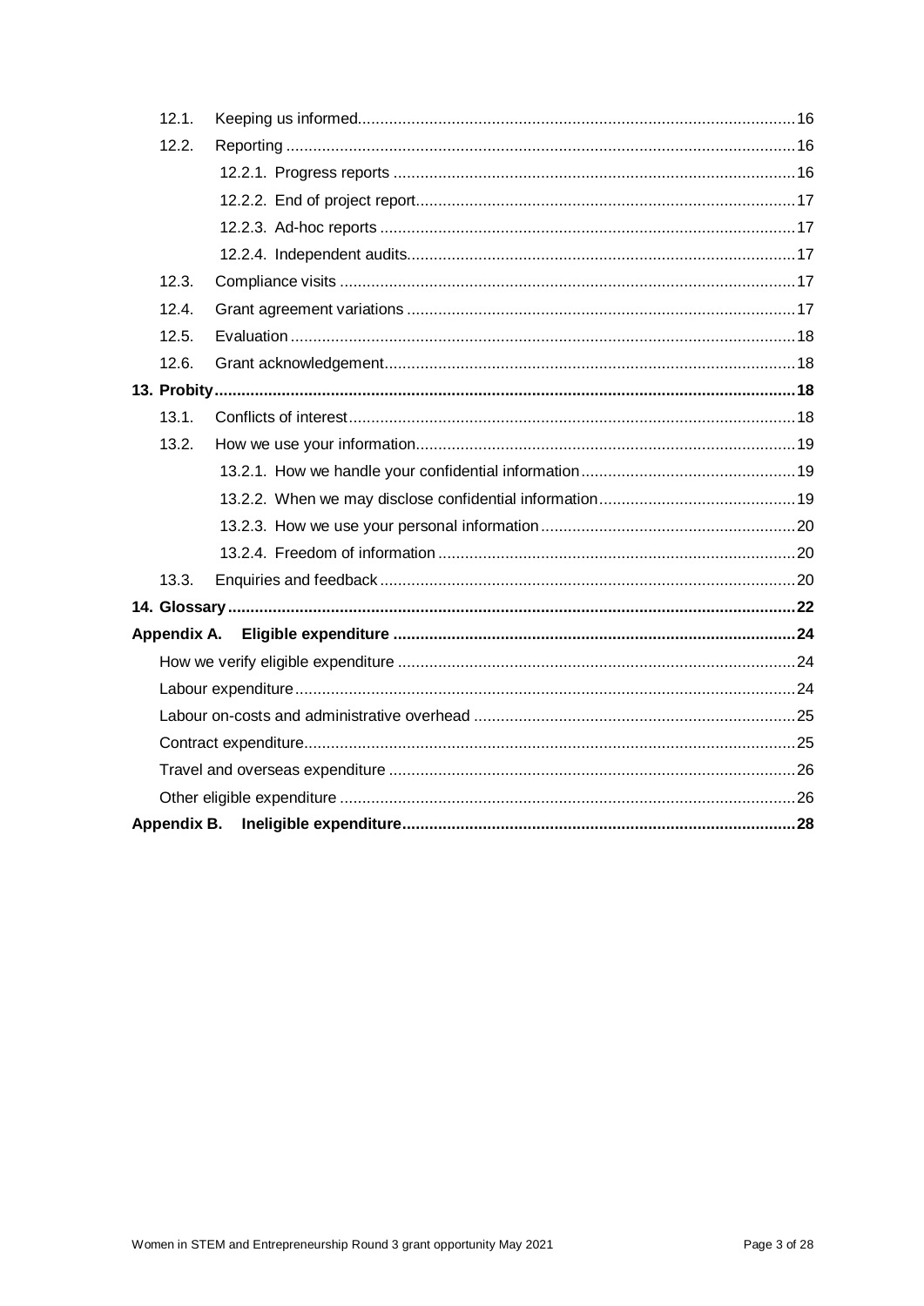- 12.1. Keeping us informed ... 16
- 12.2. Reporting ... 16
  - 12.2.1. Progress reports ... 16
  - 12.2.2. End of project report ... 17
  - 12.2.3. Ad-hoc reports ... 17
  - 12.2.4. Independent audits ... 17
- 12.3. Compliance visits ... 17
- 12.4. Grant agreement variations ... 17
- 12.5. Evaluation ... 18
- 12.6. Grant acknowledgement ... 18

**13. Probity ... 18**

- 13.1. Conflicts of interest ... 18
- 13.2. How we use your information ... 19
  - 13.2.1. How we handle your confidential information ... 19
  - 13.2.2. When we may disclose confidential information ... 19
  - 13.2.3. How we use your personal information ... 20
  - 13.2.4. Freedom of information ... 20
- 13.3. Enquiries and feedback ... 20

**14. Glossary ... 22**

**Appendix A. Eligible expenditure ... 24**

- How we verify eligible expenditure ... 24
- Labour expenditure ... 24
- Labour on-costs and administrative overhead ... 25
- Contract expenditure ... 25
- Travel and overseas expenditure ... 26
- Other eligible expenditure ... 26

**Appendix B. Ineligible expenditure ... 28**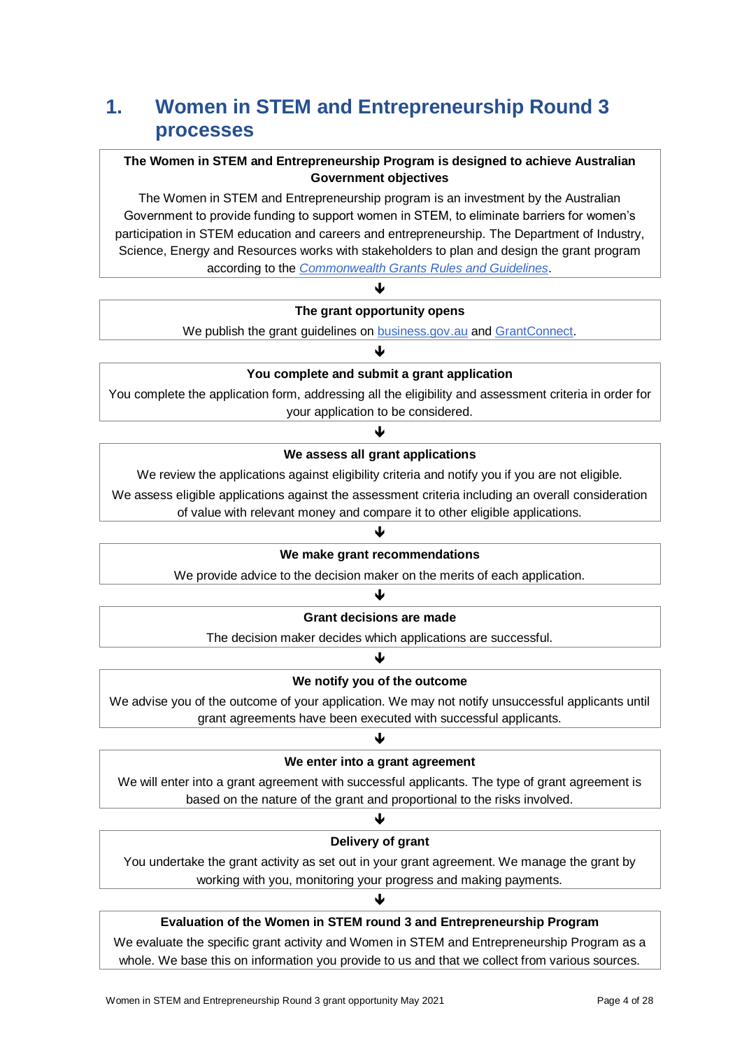# 1. Women in STEM and Entrepreneurship Round 3 processes

**The Women in STEM and Entrepreneurship Program is designed to achieve Australian Government objectives**

The Women in STEM and Entrepreneurship program is an investment by the Australian Government to provide funding to support women in STEM, to eliminate barriers for women's participation in STEM education and careers and entrepreneurship. The Department of Industry, Science, Energy and Resources works with stakeholders to plan and design the grant program according to the *Commonwealth Grants Rules and Guidelines*.

↓

**The grant opportunity opens**

We publish the grant guidelines on business.gov.au and GrantConnect.

↓

**You complete and submit a grant application**

You complete the application form, addressing all the eligibility and assessment criteria in order for your application to be considered.

↓

**We assess all grant applications**

We review the applications against eligibility criteria and notify you if you are not eligible.

We assess eligible applications against the assessment criteria including an overall consideration of value with relevant money and compare it to other eligible applications.

↓

**We make grant recommendations**

We provide advice to the decision maker on the merits of each application.

↓

**Grant decisions are made**

The decision maker decides which applications are successful.

↓

**We notify you of the outcome**

We advise you of the outcome of your application. We may not notify unsuccessful applicants until grant agreements have been executed with successful applicants.

↓

**We enter into a grant agreement**

We will enter into a grant agreement with successful applicants. The type of grant agreement is based on the nature of the grant and proportional to the risks involved.

↓

**Delivery of grant**

You undertake the grant activity as set out in your grant agreement. We manage the grant by working with you, monitoring your progress and making payments.

↓

**Evaluation of the Women in STEM round 3 and Entrepreneurship Program**

We evaluate the specific grant activity and Women in STEM and Entrepreneurship Program as a whole. We base this on information you provide to us and that we collect from various sources.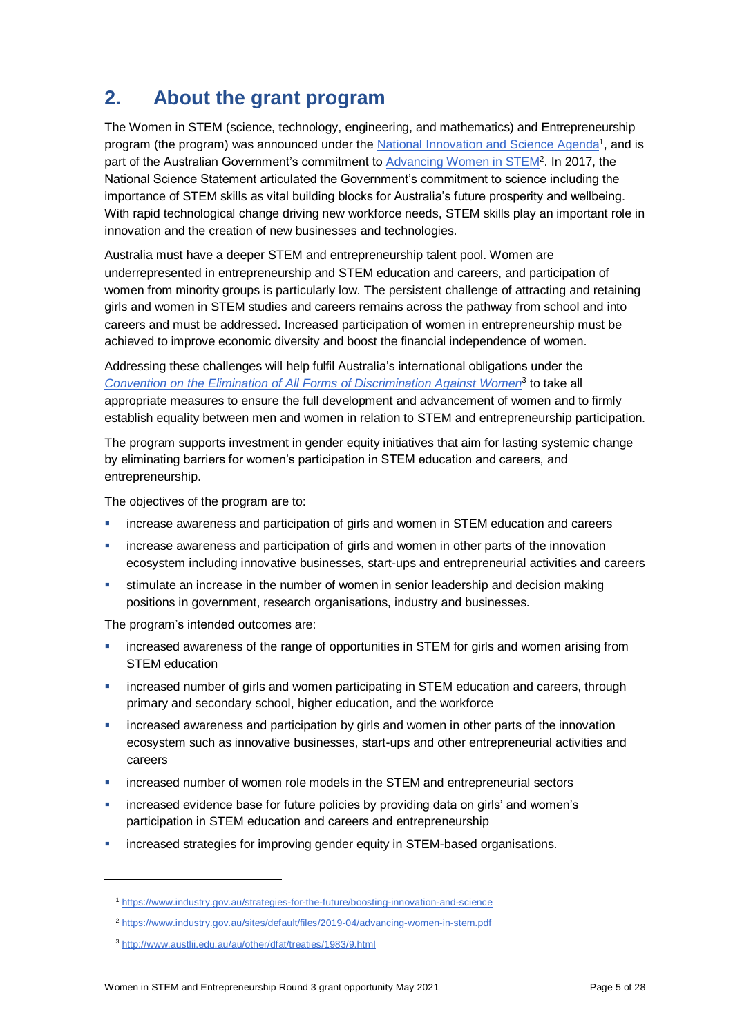# 2. About the grant program

The Women in STEM (science, technology, engineering, and mathematics) and Entrepreneurship program (the program) was announced under the [National Innovation and Science Agenda][1], and is part of the Australian Government's commitment to [Advancing Women in STEM][2]. In 2017, the National Science Statement articulated the Government's commitment to science including the importance of STEM skills as vital building blocks for Australia's future prosperity and wellbeing. With rapid technological change driving new workforce needs, STEM skills play an important role in innovation and the creation of new businesses and technologies.

Australia must have a deeper STEM and entrepreneurship talent pool. Women are underrepresented in entrepreneurship and STEM education and careers, and participation of women from minority groups is particularly low. The persistent challenge of attracting and retaining girls and women in STEM studies and careers remains across the pathway from school and into careers and must be addressed. Increased participation of women in entrepreneurship must be achieved to improve economic diversity and boost the financial independence of women.

Addressing these challenges will help fulfil Australia's international obligations under the *[Convention on the Elimination of All Forms of Discrimination Against Women][3]* to take all appropriate measures to ensure the full development and advancement of women and to firmly establish equality between men and women in relation to STEM and entrepreneurship participation.

The program supports investment in gender equity initiatives that aim for lasting systemic change by eliminating barriers for women's participation in STEM education and careers, and entrepreneurship.

The objectives of the program are to:

- increase awareness and participation of girls and women in STEM education and careers
- increase awareness and participation of girls and women in other parts of the innovation ecosystem including innovative businesses, start-ups and entrepreneurial activities and careers
- stimulate an increase in the number of women in senior leadership and decision making positions in government, research organisations, industry and businesses.

The program's intended outcomes are:

- increased awareness of the range of opportunities in STEM for girls and women arising from STEM education
- increased number of girls and women participating in STEM education and careers, through primary and secondary school, higher education, and the workforce
- increased awareness and participation by girls and women in other parts of the innovation ecosystem such as innovative businesses, start-ups and other entrepreneurial activities and careers
- increased number of women role models in the STEM and entrepreneurial sectors
- increased evidence base for future policies by providing data on girls' and women's participation in STEM education and careers and entrepreneurship
- increased strategies for improving gender equity in STEM-based organisations.

---

[1] https://www.industry.gov.au/strategies-for-the-future/boosting-innovation-and-science

[2] https://www.industry.gov.au/sites/default/files/2019-04/advancing-women-in-stem.pdf

[3] http://www.austlii.edu.au/au/other/dfat/treaties/1983/9.html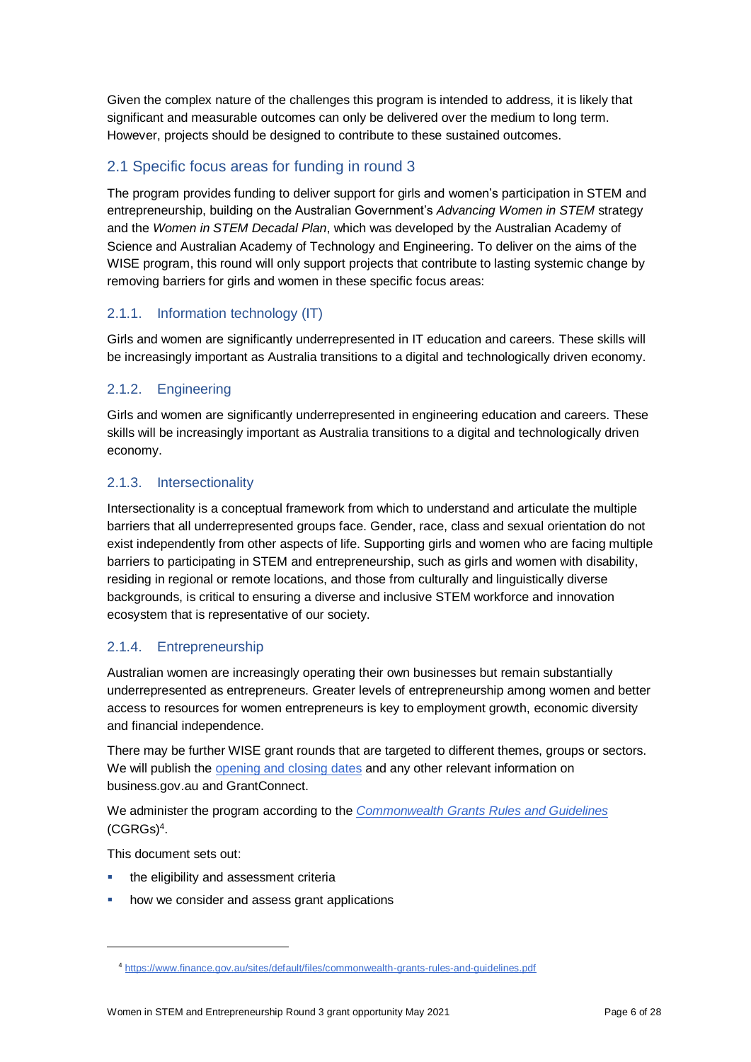Given the complex nature of the challenges this program is intended to address, it is likely that significant and measurable outcomes can only be delivered over the medium to long term. However, projects should be designed to contribute to these sustained outcomes.

## 2.1 Specific focus areas for funding in round 3

The program provides funding to deliver support for girls and women's participation in STEM and entrepreneurship, building on the Australian Government's *Advancing Women in STEM* strategy and the *Women in STEM Decadal Plan*, which was developed by the Australian Academy of Science and Australian Academy of Technology and Engineering. To deliver on the aims of the WISE program, this round will only support projects that contribute to lasting systemic change by removing barriers for girls and women in these specific focus areas:

### 2.1.1. Information technology (IT)

Girls and women are significantly underrepresented in IT education and careers. These skills will be increasingly important as Australia transitions to a digital and technologically driven economy.

### 2.1.2. Engineering

Girls and women are significantly underrepresented in engineering education and careers. These skills will be increasingly important as Australia transitions to a digital and technologically driven economy.

### 2.1.3. Intersectionality

Intersectionality is a conceptual framework from which to understand and articulate the multiple barriers that all underrepresented groups face. Gender, race, class and sexual orientation do not exist independently from other aspects of life. Supporting girls and women who are facing multiple barriers to participating in STEM and entrepreneurship, such as girls and women with disability, residing in regional or remote locations, and those from culturally and linguistically diverse backgrounds, is critical to ensuring a diverse and inclusive STEM workforce and innovation ecosystem that is representative of our society.

### 2.1.4. Entrepreneurship

Australian women are increasingly operating their own businesses but remain substantially underrepresented as entrepreneurs. Greater levels of entrepreneurship among women and better access to resources for women entrepreneurs is key to employment growth, economic diversity and financial independence.

There may be further WISE grant rounds that are targeted to different themes, groups or sectors. We will publish the opening and closing dates and any other relevant information on business.gov.au and GrantConnect.

We administer the program according to the *Commonwealth Grants Rules and Guidelines* (CGRGs)[4].

This document sets out:

- the eligibility and assessment criteria
- how we consider and assess grant applications

[4] https://www.finance.gov.au/sites/default/files/commonwealth-grants-rules-and-guidelines.pdf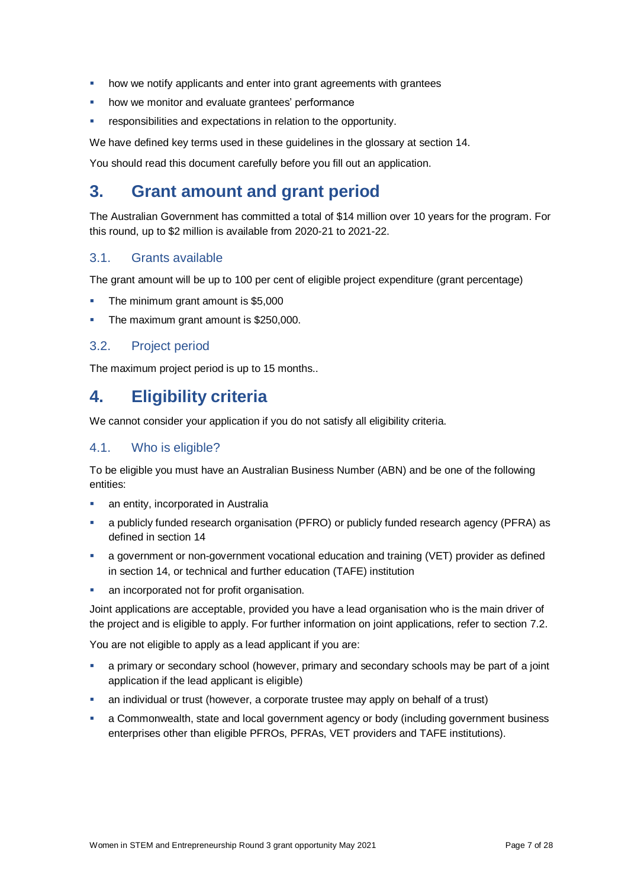- how we notify applicants and enter into grant agreements with grantees
- how we monitor and evaluate grantees' performance
- responsibilities and expectations in relation to the opportunity.

We have defined key terms used in these guidelines in the glossary at section 14.

You should read this document carefully before you fill out an application.

# 3. Grant amount and grant period

The Australian Government has committed a total of $14 million over 10 years for the program. For this round, up to $2 million is available from 2020-21 to 2021-22.

## 3.1. Grants available

The grant amount will be up to 100 per cent of eligible project expenditure (grant percentage)

- The minimum grant amount is $5,000
- The maximum grant amount is $250,000.

## 3.2. Project period

The maximum project period is up to 15 months..

# 4. Eligibility criteria

We cannot consider your application if you do not satisfy all eligibility criteria.

## 4.1. Who is eligible?

To be eligible you must have an Australian Business Number (ABN) and be one of the following entities:

- an entity, incorporated in Australia
- a publicly funded research organisation (PFRO) or publicly funded research agency (PFRA) as defined in section 14
- a government or non-government vocational education and training (VET) provider as defined in section 14, or technical and further education (TAFE) institution
- an incorporated not for profit organisation.

Joint applications are acceptable, provided you have a lead organisation who is the main driver of the project and is eligible to apply. For further information on joint applications, refer to section 7.2.

You are not eligible to apply as a lead applicant if you are:

- a primary or secondary school (however, primary and secondary schools may be part of a joint application if the lead applicant is eligible)
- an individual or trust (however, a corporate trustee may apply on behalf of a trust)
- a Commonwealth, state and local government agency or body (including government business enterprises other than eligible PFROs, PFRAs, VET providers and TAFE institutions).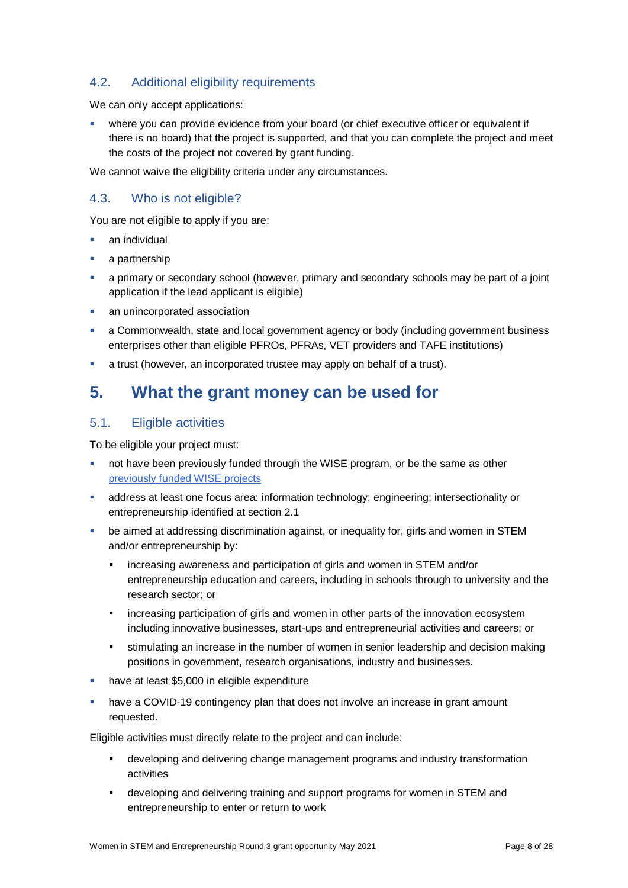### 4.2. Additional eligibility requirements

We can only accept applications:

- where you can provide evidence from your board (or chief executive officer or equivalent if there is no board) that the project is supported, and that you can complete the project and meet the costs of the project not covered by grant funding.

We cannot waive the eligibility criteria under any circumstances.

### 4.3. Who is not eligible?

You are not eligible to apply if you are:

- an individual
- a partnership
- a primary or secondary school (however, primary and secondary schools may be part of a joint application if the lead applicant is eligible)
- an unincorporated association
- a Commonwealth, state and local government agency or body (including government business enterprises other than eligible PFROs, PFRAs, VET providers and TAFE institutions)
- a trust (however, an incorporated trustee may apply on behalf of a trust).

## 5. What the grant money can be used for

### 5.1. Eligible activities

To be eligible your project must:

- not have been previously funded through the WISE program, or be the same as other [previously funded WISE projects]
- address at least one focus area: information technology; engineering; intersectionality or entrepreneurship identified at section 2.1
- be aimed at addressing discrimination against, or inequality for, girls and women in STEM and/or entrepreneurship by:
  - increasing awareness and participation of girls and women in STEM and/or entrepreneurship education and careers, including in schools through to university and the research sector; or
  - increasing participation of girls and women in other parts of the innovation ecosystem including innovative businesses, start-ups and entrepreneurial activities and careers; or
  - stimulating an increase in the number of women in senior leadership and decision making positions in government, research organisations, industry and businesses.
- have at least $5,000 in eligible expenditure
- have a COVID-19 contingency plan that does not involve an increase in grant amount requested.

Eligible activities must directly relate to the project and can include:

- developing and delivering change management programs and industry transformation activities
- developing and delivering training and support programs for women in STEM and entrepreneurship to enter or return to work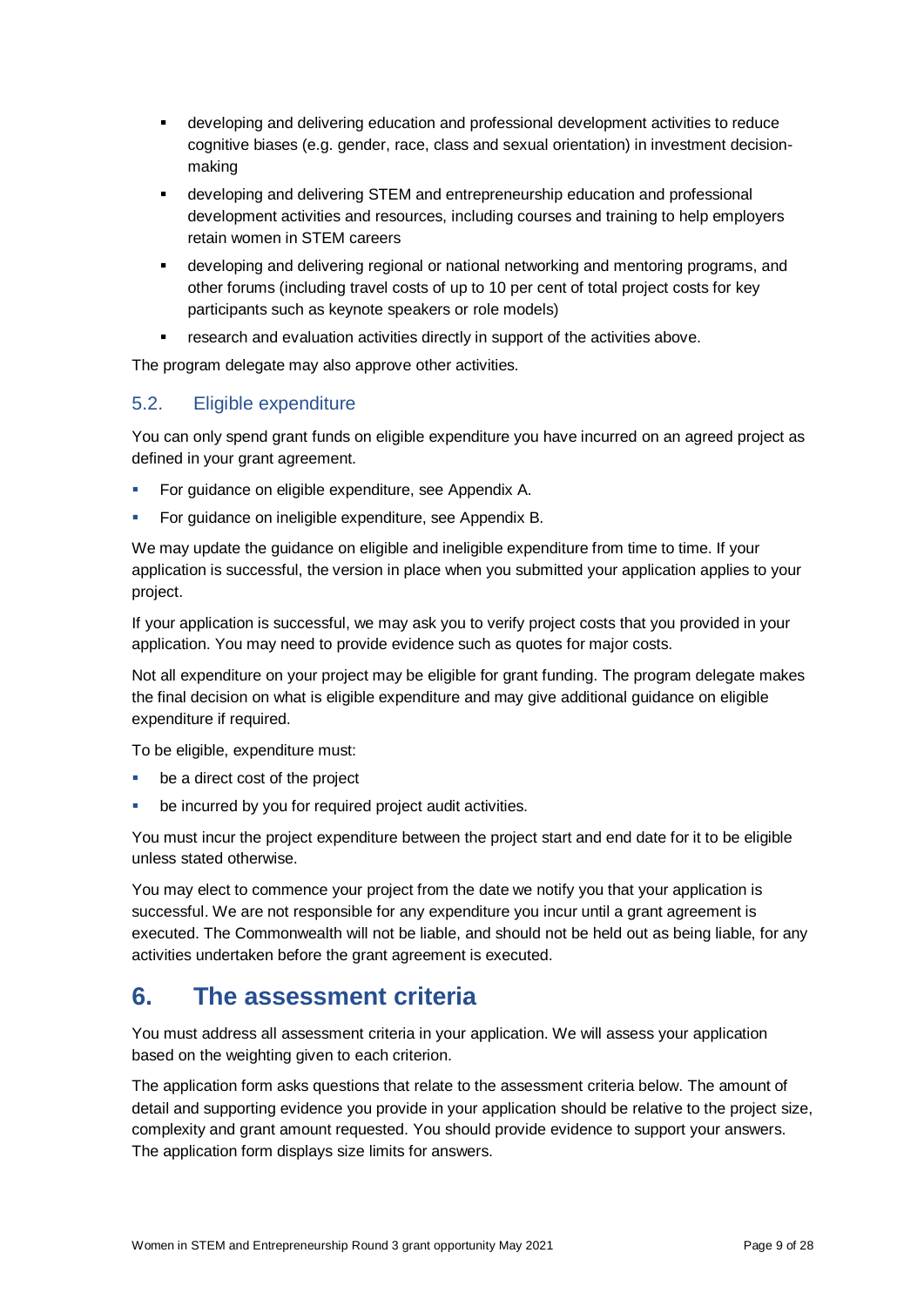- developing and delivering education and professional development activities to reduce cognitive biases (e.g. gender, race, class and sexual orientation) in investment decision-making
- developing and delivering STEM and entrepreneurship education and professional development activities and resources, including courses and training to help employers retain women in STEM careers
- developing and delivering regional or national networking and mentoring programs, and other forums (including travel costs of up to 10 per cent of total project costs for key participants such as keynote speakers or role models)
- research and evaluation activities directly in support of the activities above.

The program delegate may also approve other activities.

### 5.2. Eligible expenditure

You can only spend grant funds on eligible expenditure you have incurred on an agreed project as defined in your grant agreement.

- For guidance on eligible expenditure, see Appendix A.
- For guidance on ineligible expenditure, see Appendix B.

We may update the guidance on eligible and ineligible expenditure from time to time. If your application is successful, the version in place when you submitted your application applies to your project.

If your application is successful, we may ask you to verify project costs that you provided in your application. You may need to provide evidence such as quotes for major costs.

Not all expenditure on your project may be eligible for grant funding. The program delegate makes the final decision on what is eligible expenditure and may give additional guidance on eligible expenditure if required.

To be eligible, expenditure must:

- be a direct cost of the project
- be incurred by you for required project audit activities.

You must incur the project expenditure between the project start and end date for it to be eligible unless stated otherwise.

You may elect to commence your project from the date we notify you that your application is successful. We are not responsible for any expenditure you incur until a grant agreement is executed. The Commonwealth will not be liable, and should not be held out as being liable, for any activities undertaken before the grant agreement is executed.

## 6. The assessment criteria

You must address all assessment criteria in your application. We will assess your application based on the weighting given to each criterion.

The application form asks questions that relate to the assessment criteria below. The amount of detail and supporting evidence you provide in your application should be relative to the project size, complexity and grant amount requested. You should provide evidence to support your answers. The application form displays size limits for answers.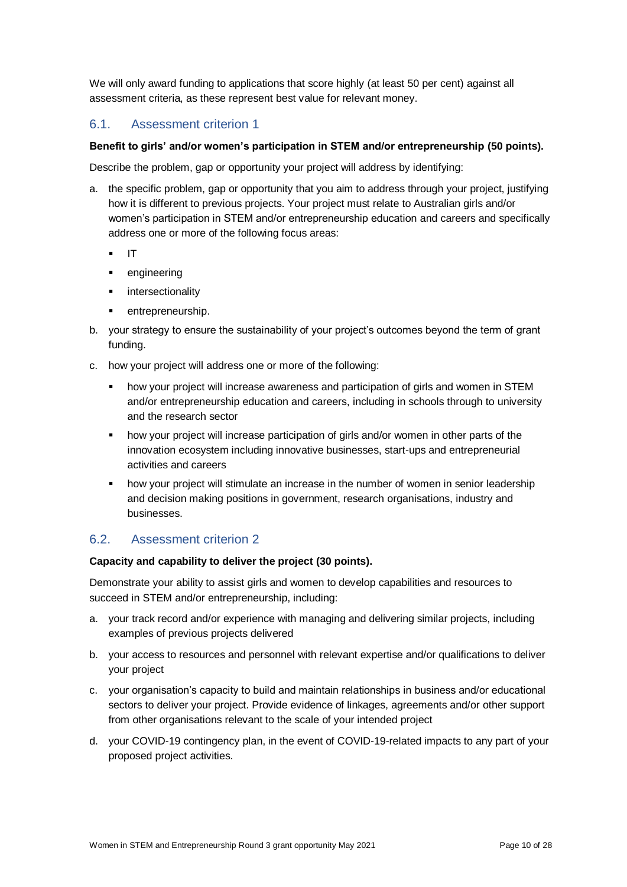We will only award funding to applications that score highly (at least 50 per cent) against all assessment criteria, as these represent best value for relevant money.

## 6.1. Assessment criterion 1

**Benefit to girls' and/or women's participation in STEM and/or entrepreneurship (50 points).**

Describe the problem, gap or opportunity your project will address by identifying:

a. the specific problem, gap or opportunity that you aim to address through your project, justifying how it is different to previous projects. Your project must relate to Australian girls and/or women's participation in STEM and/or entrepreneurship education and careers and specifically address one or more of the following focus areas:
   - IT
   - engineering
   - intersectionality
   - entrepreneurship.

b. your strategy to ensure the sustainability of your project's outcomes beyond the term of grant funding.

c. how your project will address one or more of the following:
   - how your project will increase awareness and participation of girls and women in STEM and/or entrepreneurship education and careers, including in schools through to university and the research sector
   - how your project will increase participation of girls and/or women in other parts of the innovation ecosystem including innovative businesses, start-ups and entrepreneurial activities and careers
   - how your project will stimulate an increase in the number of women in senior leadership and decision making positions in government, research organisations, industry and businesses.

## 6.2. Assessment criterion 2

**Capacity and capability to deliver the project (30 points).**

Demonstrate your ability to assist girls and women to develop capabilities and resources to succeed in STEM and/or entrepreneurship, including:

a. your track record and/or experience with managing and delivering similar projects, including examples of previous projects delivered

b. your access to resources and personnel with relevant expertise and/or qualifications to deliver your project

c. your organisation's capacity to build and maintain relationships in business and/or educational sectors to deliver your project. Provide evidence of linkages, agreements and/or other support from other organisations relevant to the scale of your intended project

d. your COVID-19 contingency plan, in the event of COVID-19-related impacts to any part of your proposed project activities.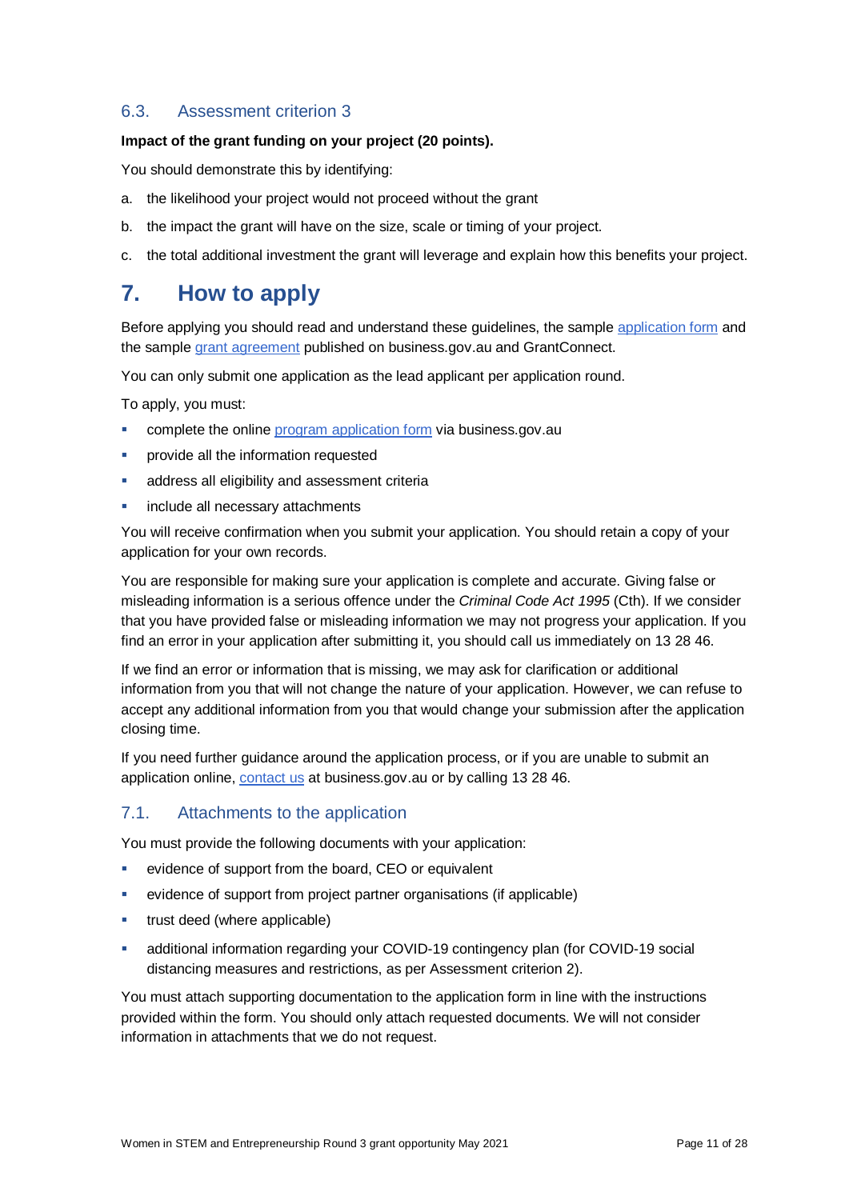### 6.3. Assessment criterion 3

**Impact of the grant funding on your project (20 points).**

You should demonstrate this by identifying:

a. the likelihood your project would not proceed without the grant

b. the impact the grant will have on the size, scale or timing of your project.

c. the total additional investment the grant will leverage and explain how this benefits your project.

## 7. How to apply

Before applying you should read and understand these guidelines, the sample application form and the sample grant agreement published on business.gov.au and GrantConnect.

You can only submit one application as the lead applicant per application round.

To apply, you must:

- complete the online program application form via business.gov.au
- provide all the information requested
- address all eligibility and assessment criteria
- include all necessary attachments

You will receive confirmation when you submit your application. You should retain a copy of your application for your own records.

You are responsible for making sure your application is complete and accurate. Giving false or misleading information is a serious offence under the *Criminal Code Act 1995* (Cth). If we consider that you have provided false or misleading information we may not progress your application. If you find an error in your application after submitting it, you should call us immediately on 13 28 46.

If we find an error or information that is missing, we may ask for clarification or additional information from you that will not change the nature of your application. However, we can refuse to accept any additional information from you that would change your submission after the application closing time.

If you need further guidance around the application process, or if you are unable to submit an application online, contact us at business.gov.au or by calling 13 28 46.

### 7.1. Attachments to the application

You must provide the following documents with your application:

- evidence of support from the board, CEO or equivalent
- evidence of support from project partner organisations (if applicable)
- trust deed (where applicable)
- additional information regarding your COVID-19 contingency plan (for COVID-19 social distancing measures and restrictions, as per Assessment criterion 2).

You must attach supporting documentation to the application form in line with the instructions provided within the form. You should only attach requested documents. We will not consider information in attachments that we do not request.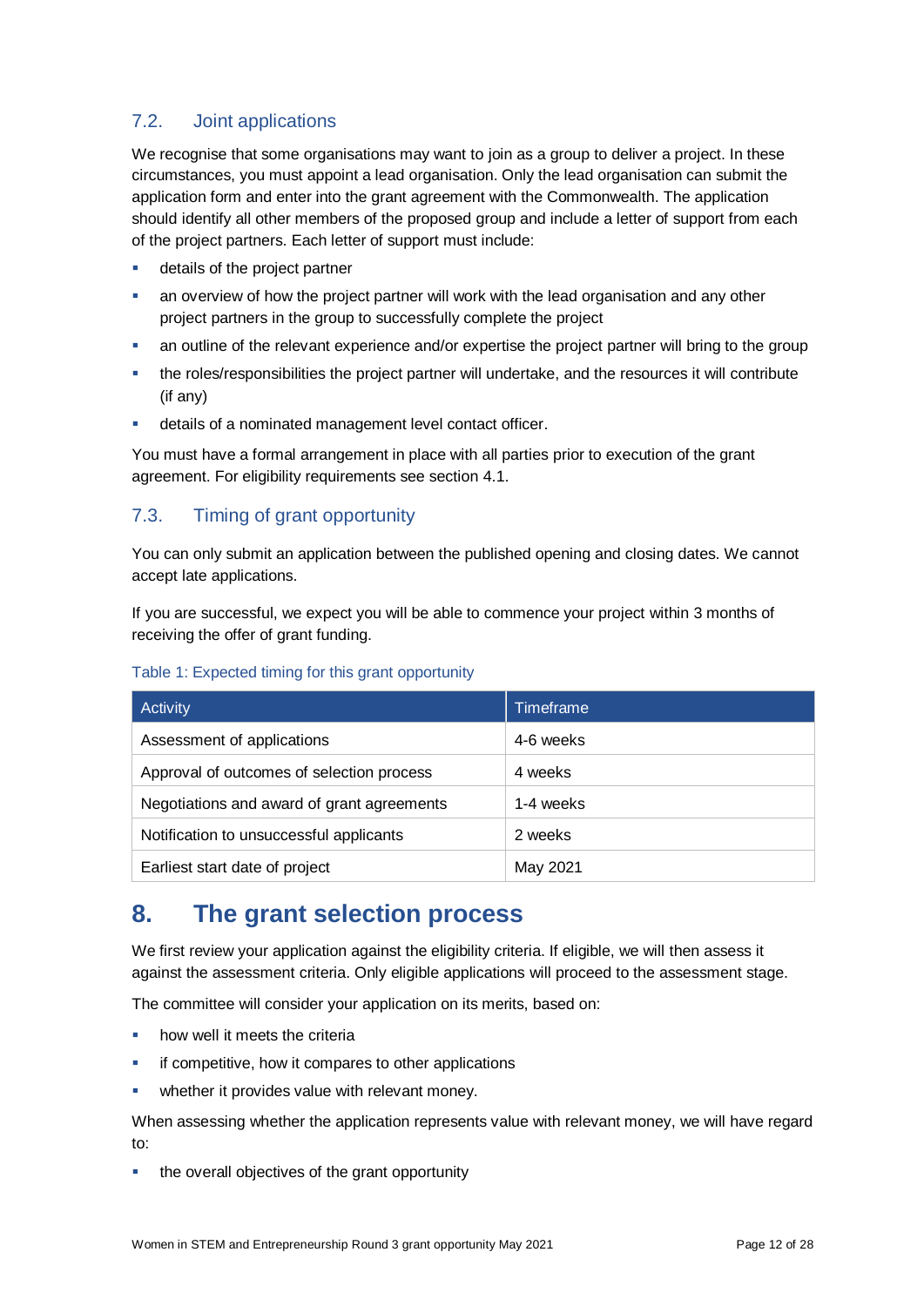### 7.2. Joint applications

We recognise that some organisations may want to join as a group to deliver a project. In these circumstances, you must appoint a lead organisation. Only the lead organisation can submit the application form and enter into the grant agreement with the Commonwealth. The application should identify all other members of the proposed group and include a letter of support from each of the project partners. Each letter of support must include:

- details of the project partner
- an overview of how the project partner will work with the lead organisation and any other project partners in the group to successfully complete the project
- an outline of the relevant experience and/or expertise the project partner will bring to the group
- the roles/responsibilities the project partner will undertake, and the resources it will contribute (if any)
- details of a nominated management level contact officer.

You must have a formal arrangement in place with all parties prior to execution of the grant agreement. For eligibility requirements see section 4.1.

### 7.3. Timing of grant opportunity

You can only submit an application between the published opening and closing dates. We cannot accept late applications.

If you are successful, we expect you will be able to commence your project within 3 months of receiving the offer of grant funding.

Table 1: Expected timing for this grant opportunity

| Activity | Timeframe |
|---|---|
| Assessment of applications | 4-6 weeks |
| Approval of outcomes of selection process | 4 weeks |
| Negotiations and award of grant agreements | 1-4 weeks |
| Notification to unsuccessful applicants | 2 weeks |
| Earliest start date of project | May 2021 |

## 8. The grant selection process

We first review your application against the eligibility criteria. If eligible, we will then assess it against the assessment criteria. Only eligible applications will proceed to the assessment stage.

The committee will consider your application on its merits, based on:

- how well it meets the criteria
- if competitive, how it compares to other applications
- whether it provides value with relevant money.

When assessing whether the application represents value with relevant money, we will have regard to:

- the overall objectives of the grant opportunity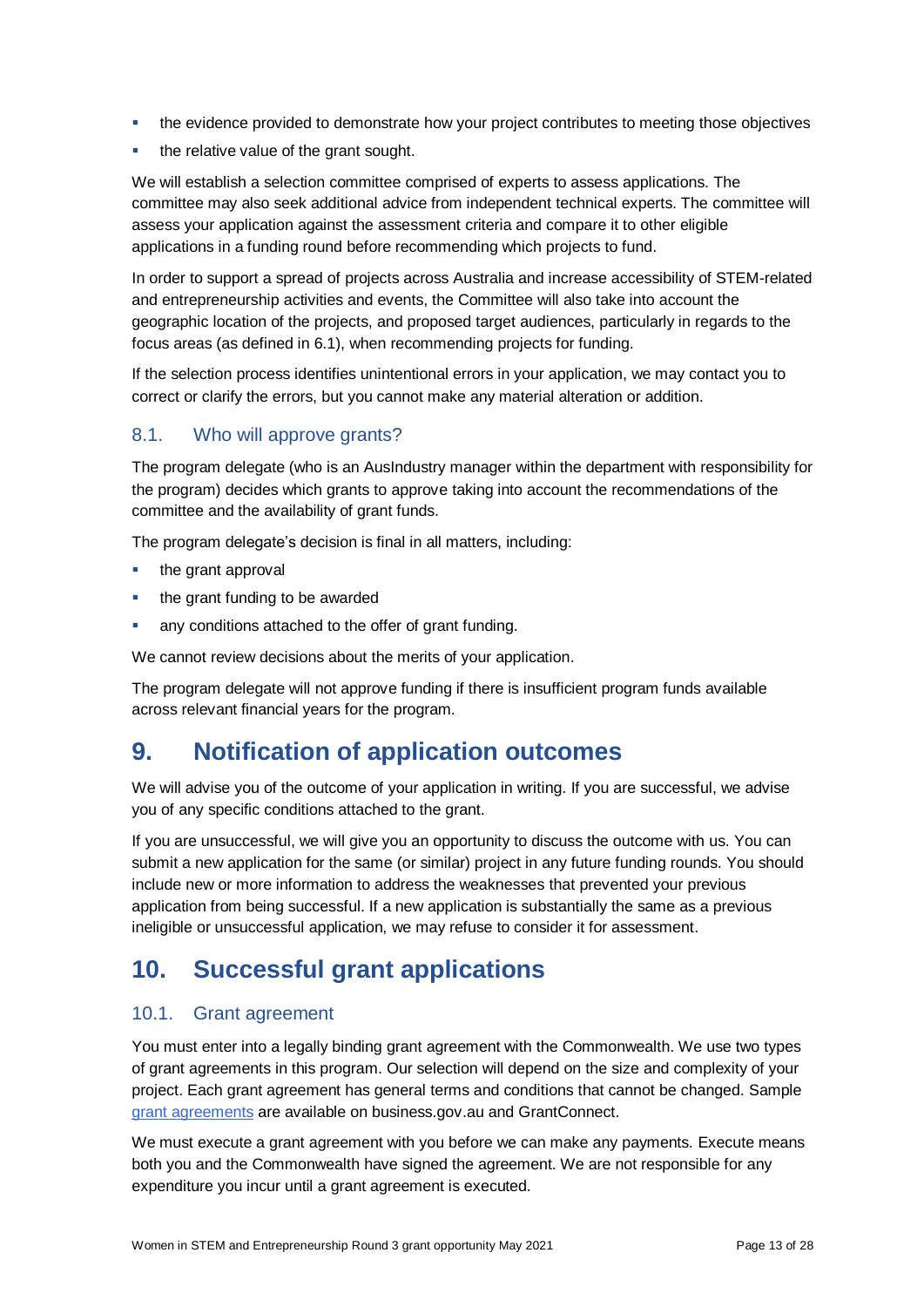- the evidence provided to demonstrate how your project contributes to meeting those objectives
- the relative value of the grant sought.

We will establish a selection committee comprised of experts to assess applications. The committee may also seek additional advice from independent technical experts. The committee will assess your application against the assessment criteria and compare it to other eligible applications in a funding round before recommending which projects to fund.

In order to support a spread of projects across Australia and increase accessibility of STEM-related and entrepreneurship activities and events, the Committee will also take into account the geographic location of the projects, and proposed target audiences, particularly in regards to the focus areas (as defined in 6.1), when recommending projects for funding.

If the selection process identifies unintentional errors in your application, we may contact you to correct or clarify the errors, but you cannot make any material alteration or addition.

### 8.1. Who will approve grants?

The program delegate (who is an AusIndustry manager within the department with responsibility for the program) decides which grants to approve taking into account the recommendations of the committee and the availability of grant funds.

The program delegate's decision is final in all matters, including:

- the grant approval
- the grant funding to be awarded
- any conditions attached to the offer of grant funding.

We cannot review decisions about the merits of your application.

The program delegate will not approve funding if there is insufficient program funds available across relevant financial years for the program.

## 9. Notification of application outcomes

We will advise you of the outcome of your application in writing. If you are successful, we advise you of any specific conditions attached to the grant.

If you are unsuccessful, we will give you an opportunity to discuss the outcome with us. You can submit a new application for the same (or similar) project in any future funding rounds. You should include new or more information to address the weaknesses that prevented your previous application from being successful. If a new application is substantially the same as a previous ineligible or unsuccessful application, we may refuse to consider it for assessment.

## 10. Successful grant applications

### 10.1. Grant agreement

You must enter into a legally binding grant agreement with the Commonwealth. We use two types of grant agreements in this program. Our selection will depend on the size and complexity of your project. Each grant agreement has general terms and conditions that cannot be changed. Sample grant agreements are available on business.gov.au and GrantConnect.

We must execute a grant agreement with you before we can make any payments. Execute means both you and the Commonwealth have signed the agreement. We are not responsible for any expenditure you incur until a grant agreement is executed.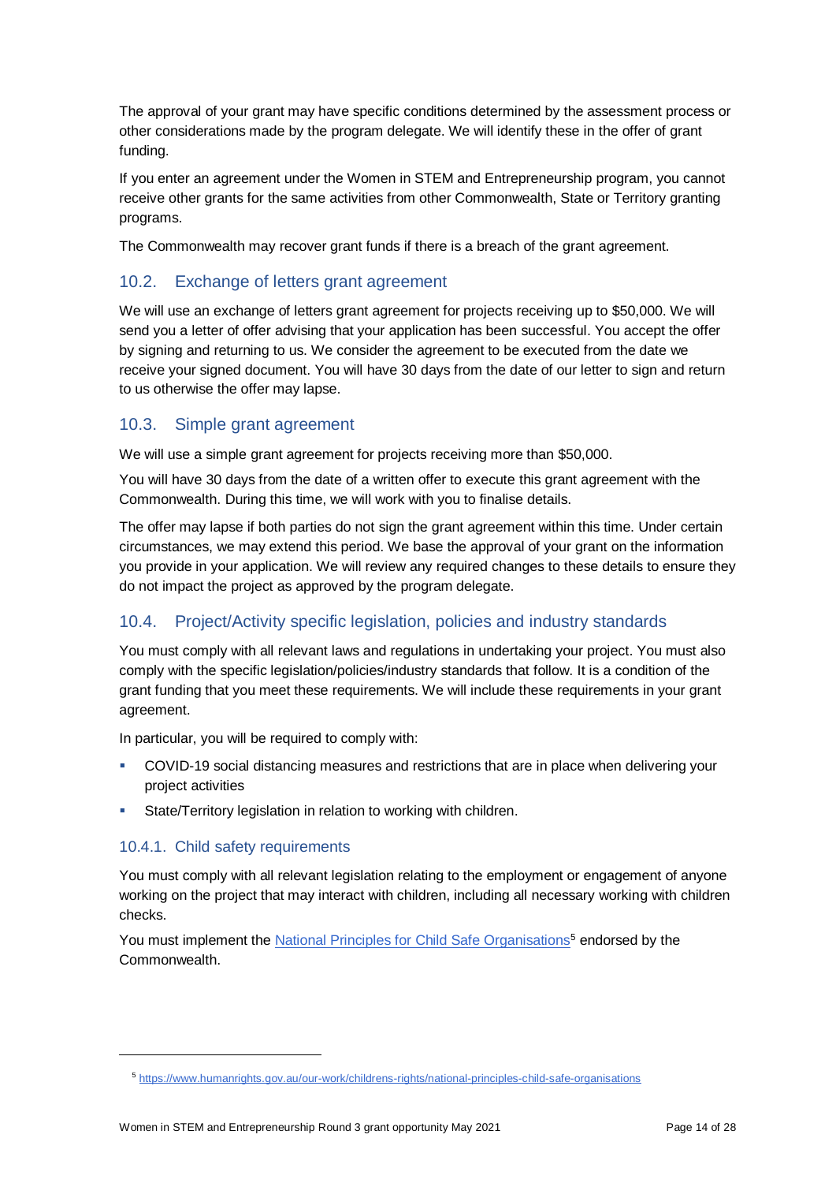The approval of your grant may have specific conditions determined by the assessment process or other considerations made by the program delegate. We will identify these in the offer of grant funding.

If you enter an agreement under the Women in STEM and Entrepreneurship program, you cannot receive other grants for the same activities from other Commonwealth, State or Territory granting programs.

The Commonwealth may recover grant funds if there is a breach of the grant agreement.

## 10.2. Exchange of letters grant agreement

We will use an exchange of letters grant agreement for projects receiving up to $50,000. We will send you a letter of offer advising that your application has been successful. You accept the offer by signing and returning to us. We consider the agreement to be executed from the date we receive your signed document. You will have 30 days from the date of our letter to sign and return to us otherwise the offer may lapse.

## 10.3. Simple grant agreement

We will use a simple grant agreement for projects receiving more than $50,000.

You will have 30 days from the date of a written offer to execute this grant agreement with the Commonwealth. During this time, we will work with you to finalise details.

The offer may lapse if both parties do not sign the grant agreement within this time. Under certain circumstances, we may extend this period. We base the approval of your grant on the information you provide in your application. We will review any required changes to these details to ensure they do not impact the project as approved by the program delegate.

## 10.4. Project/Activity specific legislation, policies and industry standards

You must comply with all relevant laws and regulations in undertaking your project. You must also comply with the specific legislation/policies/industry standards that follow. It is a condition of the grant funding that you meet these requirements. We will include these requirements in your grant agreement.

In particular, you will be required to comply with:

- COVID-19 social distancing measures and restrictions that are in place when delivering your project activities
- State/Territory legislation in relation to working with children.

### 10.4.1. Child safety requirements

You must comply with all relevant legislation relating to the employment or engagement of anyone working on the project that may interact with children, including all necessary working with children checks.

You must implement the [National Principles for Child Safe Organisations](https://www.humanrights.gov.au/our-work/childrens-rights/national-principles-child-safe-organisations)[5] endorsed by the Commonwealth.

---

[5] https://www.humanrights.gov.au/our-work/childrens-rights/national-principles-child-safe-organisations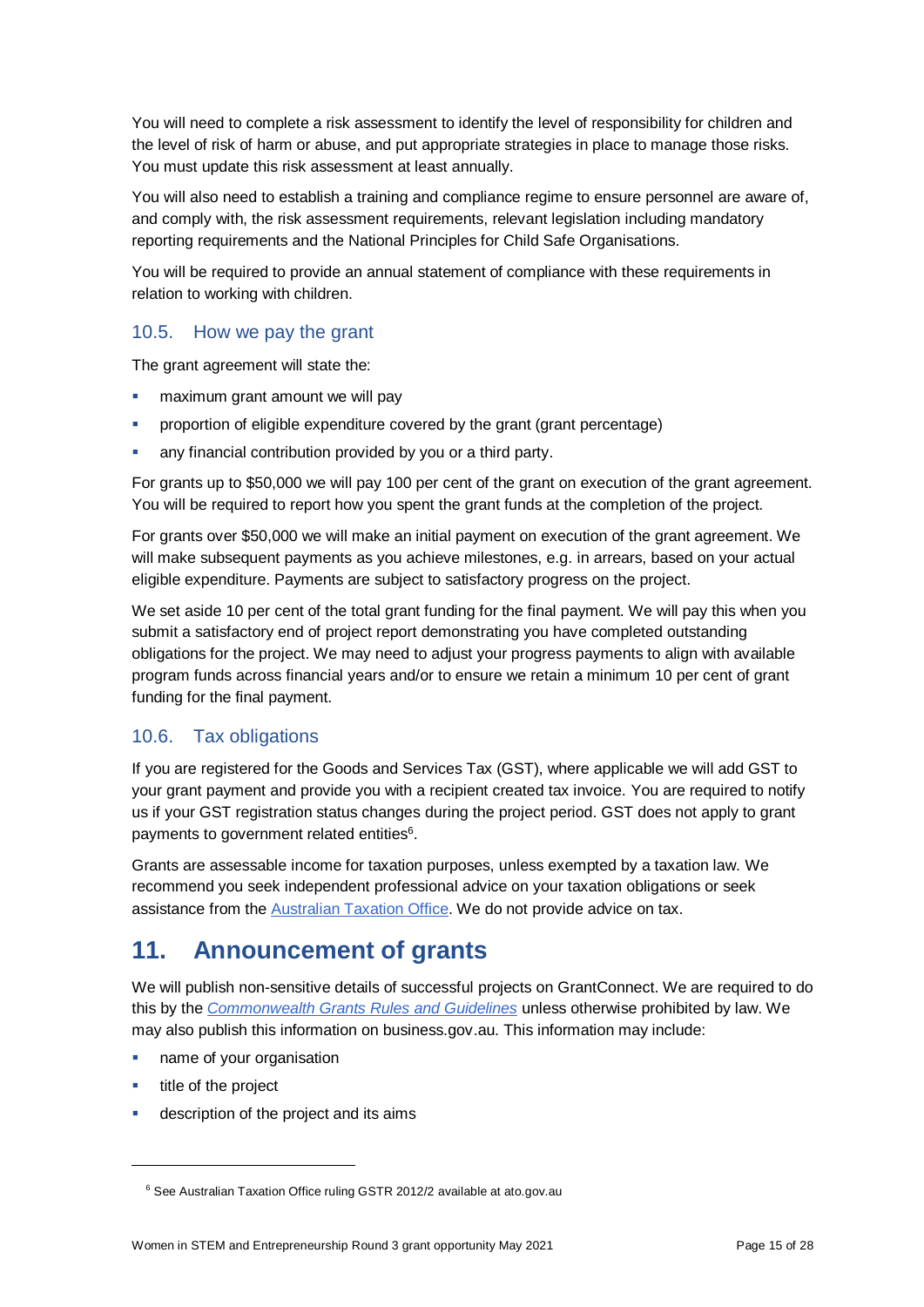You will need to complete a risk assessment to identify the level of responsibility for children and the level of risk of harm or abuse, and put appropriate strategies in place to manage those risks. You must update this risk assessment at least annually.

You will also need to establish a training and compliance regime to ensure personnel are aware of, and comply with, the risk assessment requirements, relevant legislation including mandatory reporting requirements and the National Principles for Child Safe Organisations.

You will be required to provide an annual statement of compliance with these requirements in relation to working with children.

### 10.5. How we pay the grant

The grant agreement will state the:

- maximum grant amount we will pay
- proportion of eligible expenditure covered by the grant (grant percentage)
- any financial contribution provided by you or a third party.

For grants up to $50,000 we will pay 100 per cent of the grant on execution of the grant agreement. You will be required to report how you spent the grant funds at the completion of the project.

For grants over $50,000 we will make an initial payment on execution of the grant agreement. We will make subsequent payments as you achieve milestones, e.g. in arrears, based on your actual eligible expenditure. Payments are subject to satisfactory progress on the project.

We set aside 10 per cent of the total grant funding for the final payment. We will pay this when you submit a satisfactory end of project report demonstrating you have completed outstanding obligations for the project. We may need to adjust your progress payments to align with available program funds across financial years and/or to ensure we retain a minimum 10 per cent of grant funding for the final payment.

### 10.6. Tax obligations

If you are registered for the Goods and Services Tax (GST), where applicable we will add GST to your grant payment and provide you with a recipient created tax invoice. You are required to notify us if your GST registration status changes during the project period. GST does not apply to grant payments to government related entities[6].

Grants are assessable income for taxation purposes, unless exempted by a taxation law. We recommend you seek independent professional advice on your taxation obligations or seek assistance from the Australian Taxation Office. We do not provide advice on tax.

## 11. Announcement of grants

We will publish non-sensitive details of successful projects on GrantConnect. We are required to do this by the *Commonwealth Grants Rules and Guidelines* unless otherwise prohibited by law. We may also publish this information on business.gov.au. This information may include:

- name of your organisation
- title of the project
- description of the project and its aims

---

[6] See Australian Taxation Office ruling GSTR 2012/2 available at ato.gov.au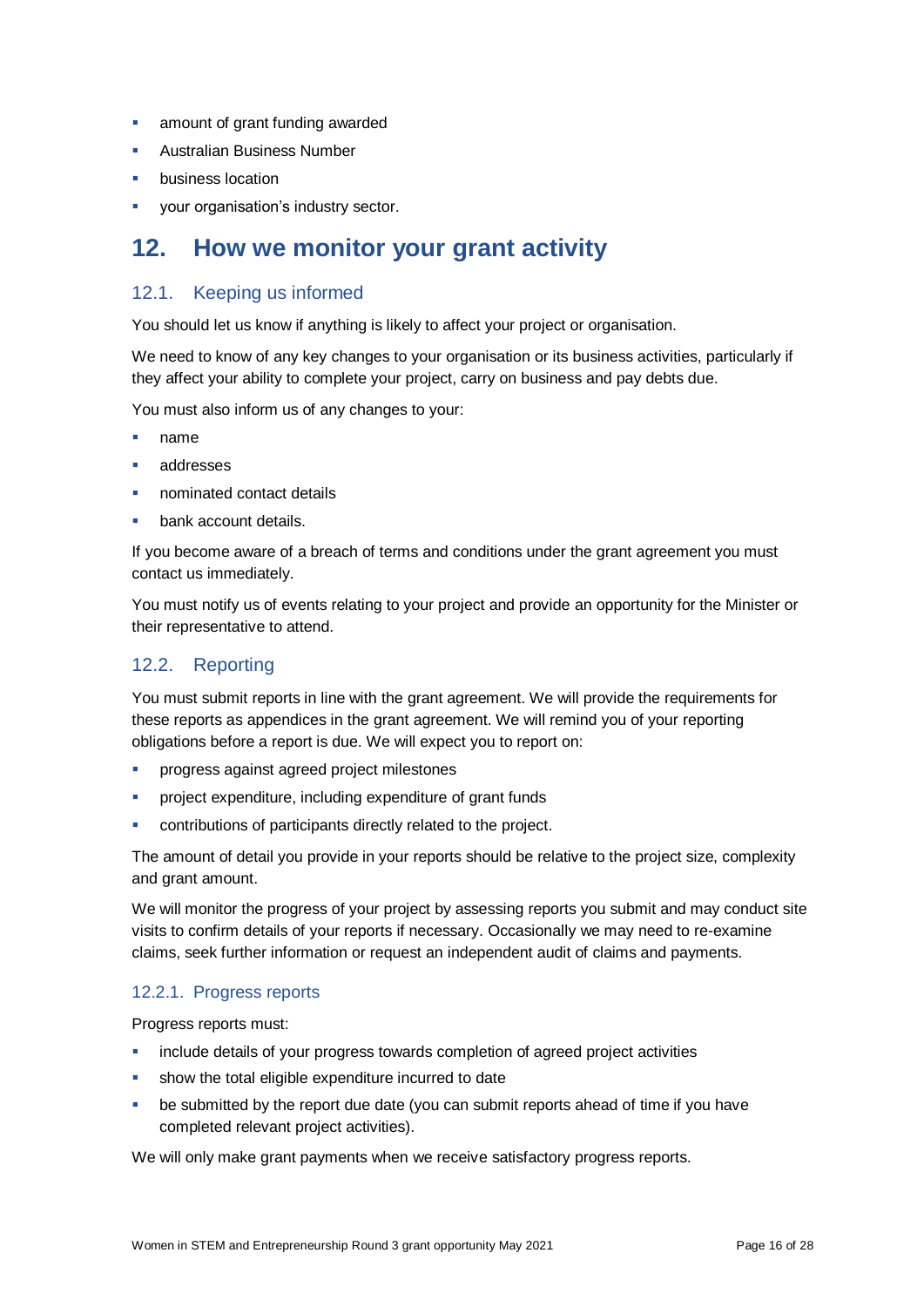- amount of grant funding awarded
- Australian Business Number
- business location
- your organisation's industry sector.

# 12. How we monitor your grant activity

## 12.1. Keeping us informed

You should let us know if anything is likely to affect your project or organisation.

We need to know of any key changes to your organisation or its business activities, particularly if they affect your ability to complete your project, carry on business and pay debts due.

You must also inform us of any changes to your:

- name
- addresses
- nominated contact details
- bank account details.

If you become aware of a breach of terms and conditions under the grant agreement you must contact us immediately.

You must notify us of events relating to your project and provide an opportunity for the Minister or their representative to attend.

## 12.2. Reporting

You must submit reports in line with the grant agreement. We will provide the requirements for these reports as appendices in the grant agreement. We will remind you of your reporting obligations before a report is due. We will expect you to report on:

- progress against agreed project milestones
- project expenditure, including expenditure of grant funds
- contributions of participants directly related to the project.

The amount of detail you provide in your reports should be relative to the project size, complexity and grant amount.

We will monitor the progress of your project by assessing reports you submit and may conduct site visits to confirm details of your reports if necessary. Occasionally we may need to re-examine claims, seek further information or request an independent audit of claims and payments.

### 12.2.1. Progress reports

Progress reports must:

- include details of your progress towards completion of agreed project activities
- show the total eligible expenditure incurred to date
- be submitted by the report due date (you can submit reports ahead of time if you have completed relevant project activities).

We will only make grant payments when we receive satisfactory progress reports.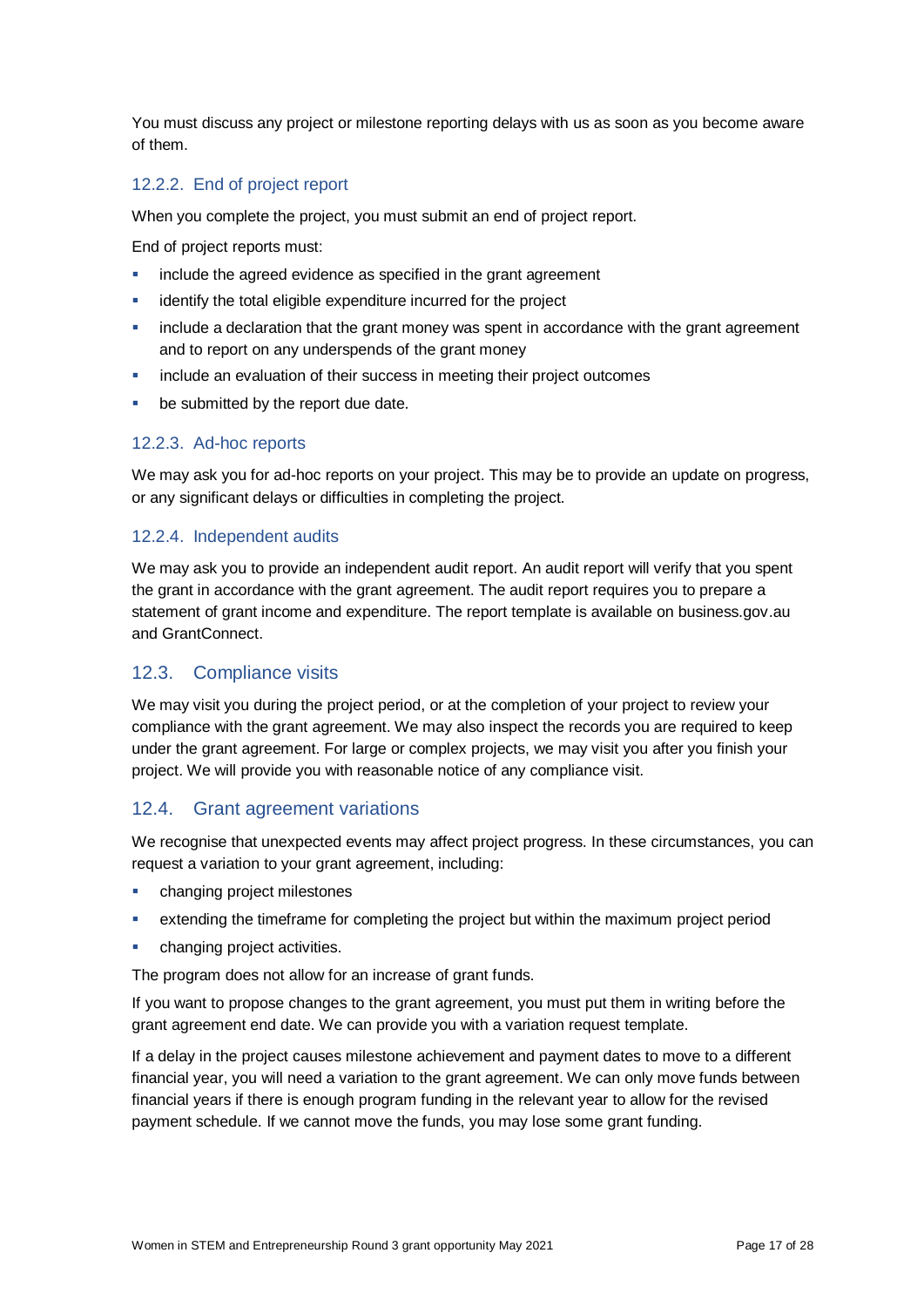You must discuss any project or milestone reporting delays with us as soon as you become aware of them.

#### 12.2.2. End of project report

When you complete the project, you must submit an end of project report.

End of project reports must:

- include the agreed evidence as specified in the grant agreement
- identify the total eligible expenditure incurred for the project
- include a declaration that the grant money was spent in accordance with the grant agreement and to report on any underspends of the grant money
- include an evaluation of their success in meeting their project outcomes
- be submitted by the report due date.

#### 12.2.3. Ad-hoc reports

We may ask you for ad-hoc reports on your project. This may be to provide an update on progress, or any significant delays or difficulties in completing the project.

#### 12.2.4. Independent audits

We may ask you to provide an independent audit report. An audit report will verify that you spent the grant in accordance with the grant agreement. The audit report requires you to prepare a statement of grant income and expenditure. The report template is available on business.gov.au and GrantConnect.

### 12.3. Compliance visits

We may visit you during the project period, or at the completion of your project to review your compliance with the grant agreement. We may also inspect the records you are required to keep under the grant agreement. For large or complex projects, we may visit you after you finish your project. We will provide you with reasonable notice of any compliance visit.

### 12.4. Grant agreement variations

We recognise that unexpected events may affect project progress. In these circumstances, you can request a variation to your grant agreement, including:

- changing project milestones
- extending the timeframe for completing the project but within the maximum project period
- changing project activities.

The program does not allow for an increase of grant funds.

If you want to propose changes to the grant agreement, you must put them in writing before the grant agreement end date. We can provide you with a variation request template.

If a delay in the project causes milestone achievement and payment dates to move to a different financial year, you will need a variation to the grant agreement. We can only move funds between financial years if there is enough program funding in the relevant year to allow for the revised payment schedule. If we cannot move the funds, you may lose some grant funding.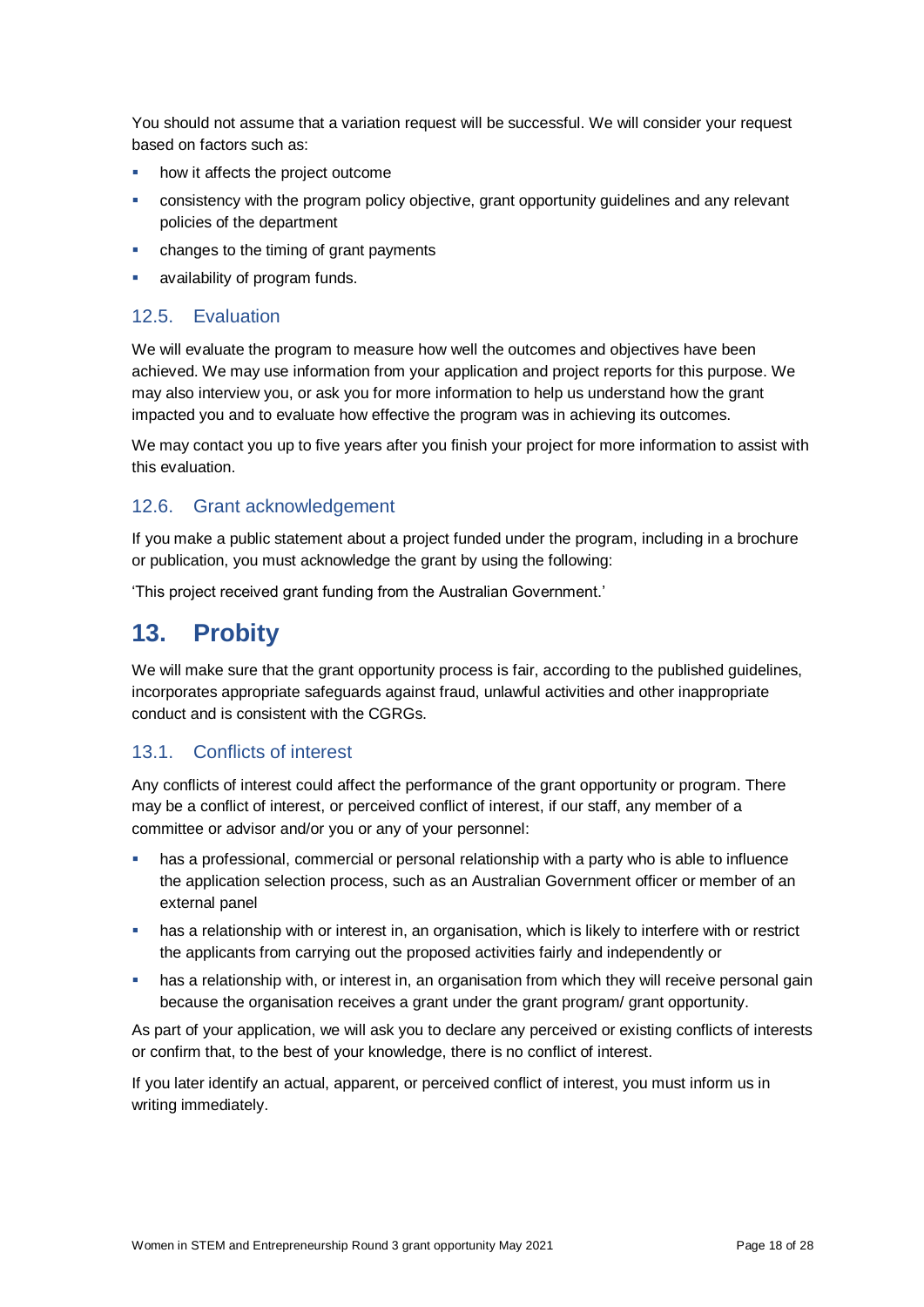You should not assume that a variation request will be successful. We will consider your request based on factors such as:

- how it affects the project outcome
- consistency with the program policy objective, grant opportunity guidelines and any relevant policies of the department
- changes to the timing of grant payments
- availability of program funds.

### 12.5. Evaluation

We will evaluate the program to measure how well the outcomes and objectives have been achieved. We may use information from your application and project reports for this purpose. We may also interview you, or ask you for more information to help us understand how the grant impacted you and to evaluate how effective the program was in achieving its outcomes.

We may contact you up to five years after you finish your project for more information to assist with this evaluation.

### 12.6. Grant acknowledgement

If you make a public statement about a project funded under the program, including in a brochure or publication, you must acknowledge the grant by using the following:

'This project received grant funding from the Australian Government.'

## 13. Probity

We will make sure that the grant opportunity process is fair, according to the published guidelines, incorporates appropriate safeguards against fraud, unlawful activities and other inappropriate conduct and is consistent with the CGRGs.

### 13.1. Conflicts of interest

Any conflicts of interest could affect the performance of the grant opportunity or program. There may be a conflict of interest, or perceived conflict of interest, if our staff, any member of a committee or advisor and/or you or any of your personnel:

- has a professional, commercial or personal relationship with a party who is able to influence the application selection process, such as an Australian Government officer or member of an external panel
- has a relationship with or interest in, an organisation, which is likely to interfere with or restrict the applicants from carrying out the proposed activities fairly and independently or
- has a relationship with, or interest in, an organisation from which they will receive personal gain because the organisation receives a grant under the grant program/ grant opportunity.

As part of your application, we will ask you to declare any perceived or existing conflicts of interests or confirm that, to the best of your knowledge, there is no conflict of interest.

If you later identify an actual, apparent, or perceived conflict of interest, you must inform us in writing immediately.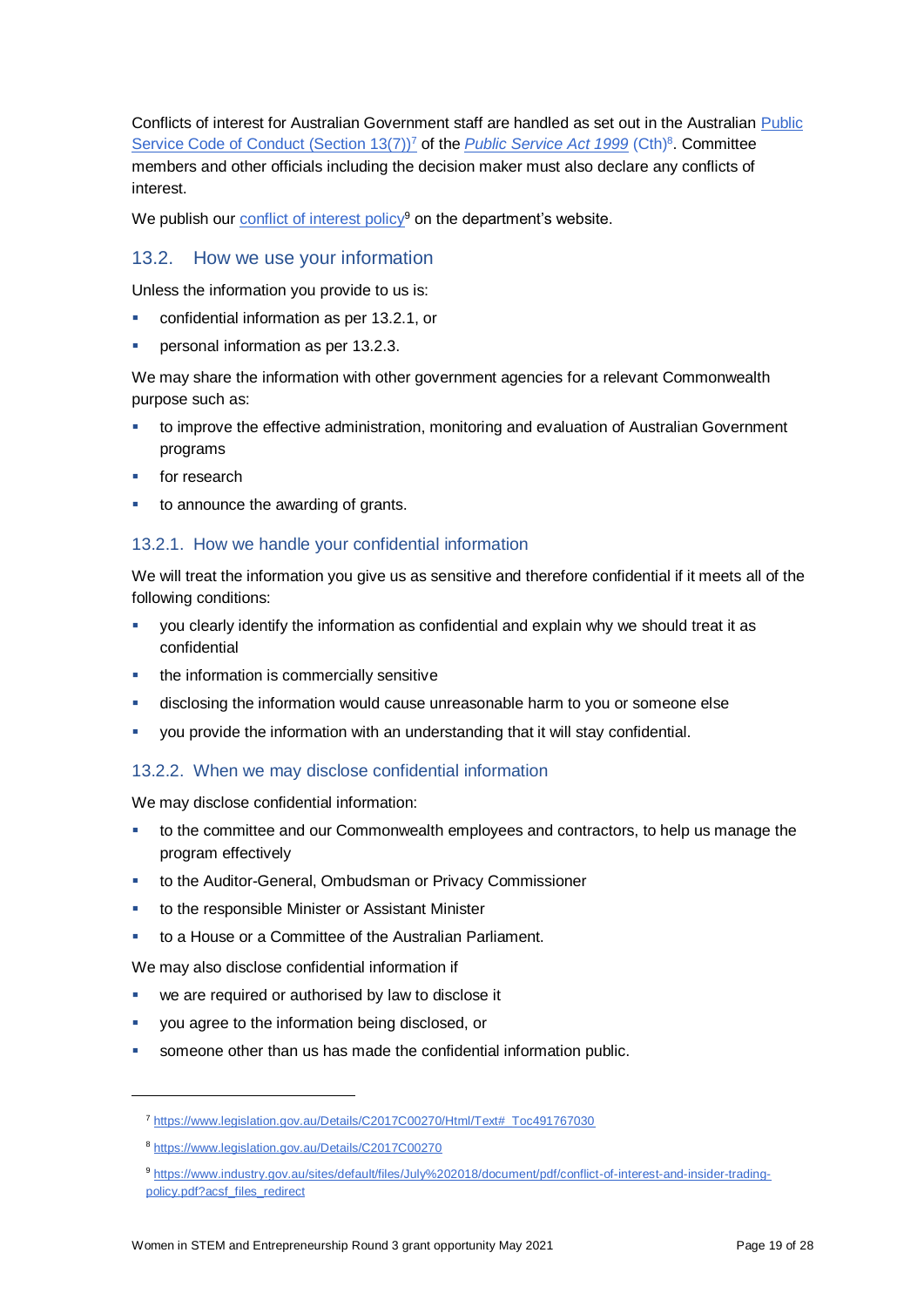Conflicts of interest for Australian Government staff are handled as set out in the Australian Public Service Code of Conduct (Section 13(7))[7] of the *Public Service Act 1999* (Cth)[8]. Committee members and other officials including the decision maker must also declare any conflicts of interest.

We publish our conflict of interest policy[9] on the department's website.

## 13.2. How we use your information

Unless the information you provide to us is:

- confidential information as per 13.2.1, or
- personal information as per 13.2.3.

We may share the information with other government agencies for a relevant Commonwealth purpose such as:

- to improve the effective administration, monitoring and evaluation of Australian Government programs
- for research
- to announce the awarding of grants.

### 13.2.1. How we handle your confidential information

We will treat the information you give us as sensitive and therefore confidential if it meets all of the following conditions:

- you clearly identify the information as confidential and explain why we should treat it as confidential
- the information is commercially sensitive
- disclosing the information would cause unreasonable harm to you or someone else
- you provide the information with an understanding that it will stay confidential.

### 13.2.2. When we may disclose confidential information

We may disclose confidential information:

- to the committee and our Commonwealth employees and contractors, to help us manage the program effectively
- to the Auditor-General, Ombudsman or Privacy Commissioner
- to the responsible Minister or Assistant Minister
- to a House or a Committee of the Australian Parliament.

We may also disclose confidential information if

- we are required or authorised by law to disclose it
- you agree to the information being disclosed, or
- someone other than us has made the confidential information public.

---

[7] https://www.legislation.gov.au/Details/C2017C00270/Html/Text#_Toc491767030

[8] https://www.legislation.gov.au/Details/C2017C00270

[9] https://www.industry.gov.au/sites/default/files/July%202018/document/pdf/conflict-of-interest-and-insider-trading-policy.pdf?acsf_files_redirect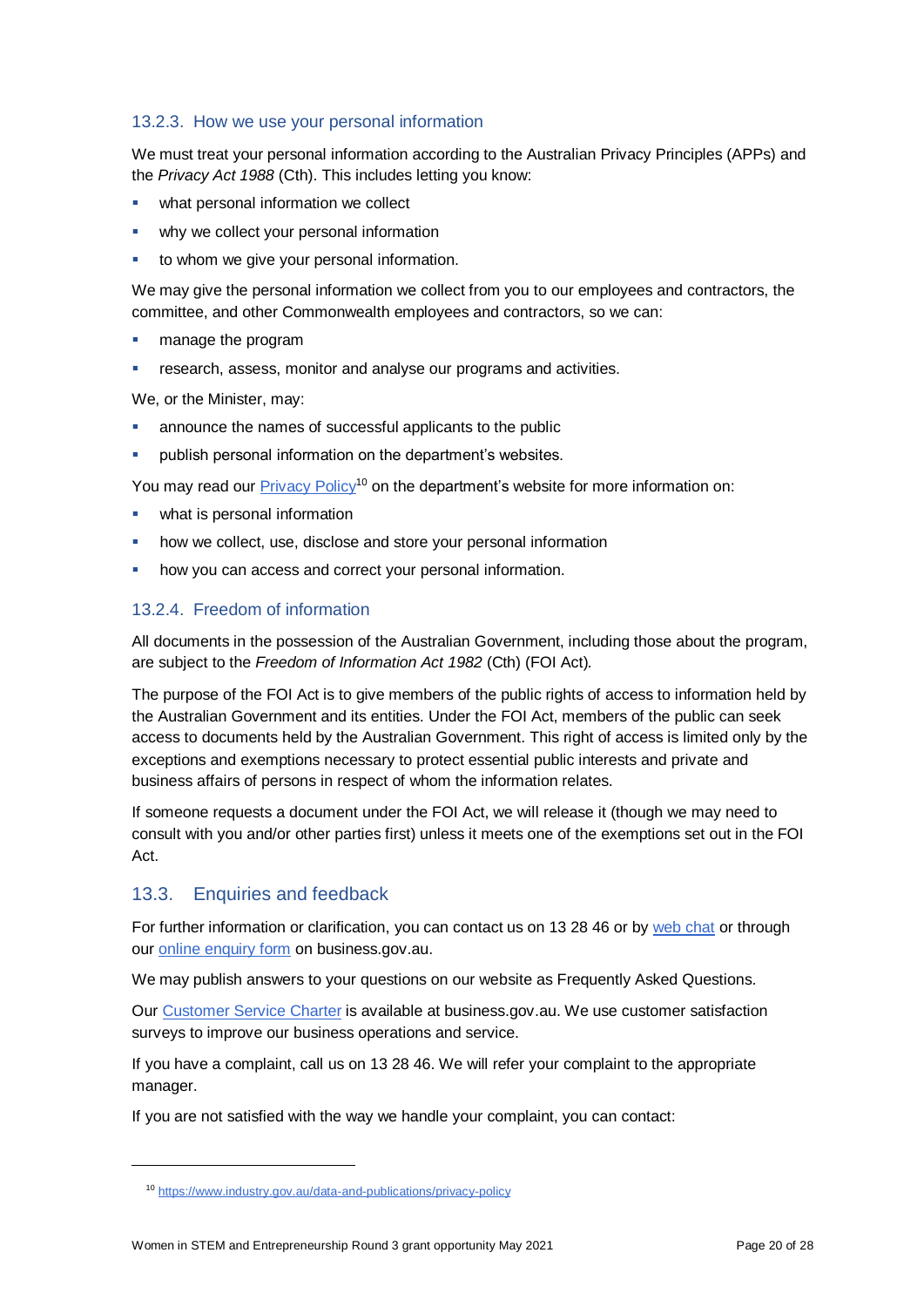### 13.2.3. How we use your personal information

We must treat your personal information according to the Australian Privacy Principles (APPs) and the *Privacy Act 1988* (Cth). This includes letting you know:

- what personal information we collect
- why we collect your personal information
- to whom we give your personal information.

We may give the personal information we collect from you to our employees and contractors, the committee, and other Commonwealth employees and contractors, so we can:

- manage the program
- research, assess, monitor and analyse our programs and activities.

We, or the Minister, may:

- announce the names of successful applicants to the public
- publish personal information on the department's websites.

You may read our Privacy Policy[10] on the department's website for more information on:

- what is personal information
- how we collect, use, disclose and store your personal information
- how you can access and correct your personal information.

### 13.2.4. Freedom of information

All documents in the possession of the Australian Government, including those about the program, are subject to the *Freedom of Information Act 1982* (Cth) (FOI Act).

The purpose of the FOI Act is to give members of the public rights of access to information held by the Australian Government and its entities. Under the FOI Act, members of the public can seek access to documents held by the Australian Government. This right of access is limited only by the exceptions and exemptions necessary to protect essential public interests and private and business affairs of persons in respect of whom the information relates.

If someone requests a document under the FOI Act, we will release it (though we may need to consult with you and/or other parties first) unless it meets one of the exemptions set out in the FOI Act.

## 13.3. Enquiries and feedback

For further information or clarification, you can contact us on 13 28 46 or by web chat or through our online enquiry form on business.gov.au.

We may publish answers to your questions on our website as Frequently Asked Questions.

Our Customer Service Charter is available at business.gov.au. We use customer satisfaction surveys to improve our business operations and service.

If you have a complaint, call us on 13 28 46. We will refer your complaint to the appropriate manager.

If you are not satisfied with the way we handle your complaint, you can contact:

---

[10] https://www.industry.gov.au/data-and-publications/privacy-policy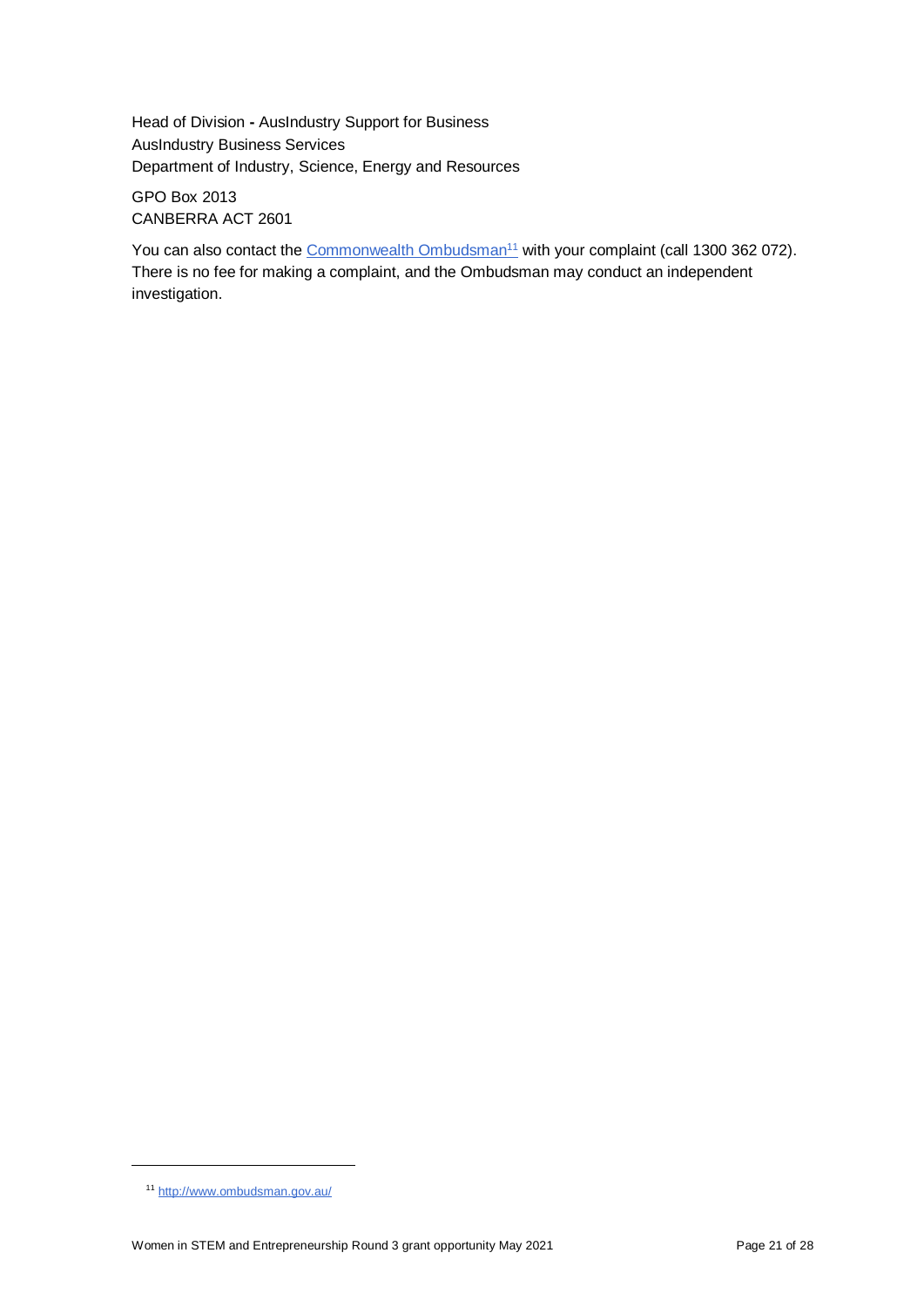Head of Division **-** AusIndustry Support for Business
AusIndustry Business Services
Department of Industry, Science, Energy and Resources

GPO Box 2013
CANBERRA ACT 2601

You can also contact the Commonwealth Ombudsman[11] with your complaint (call 1300 362 072). There is no fee for making a complaint, and the Ombudsman may conduct an independent investigation.

---

[11] http://www.ombudsman.gov.au/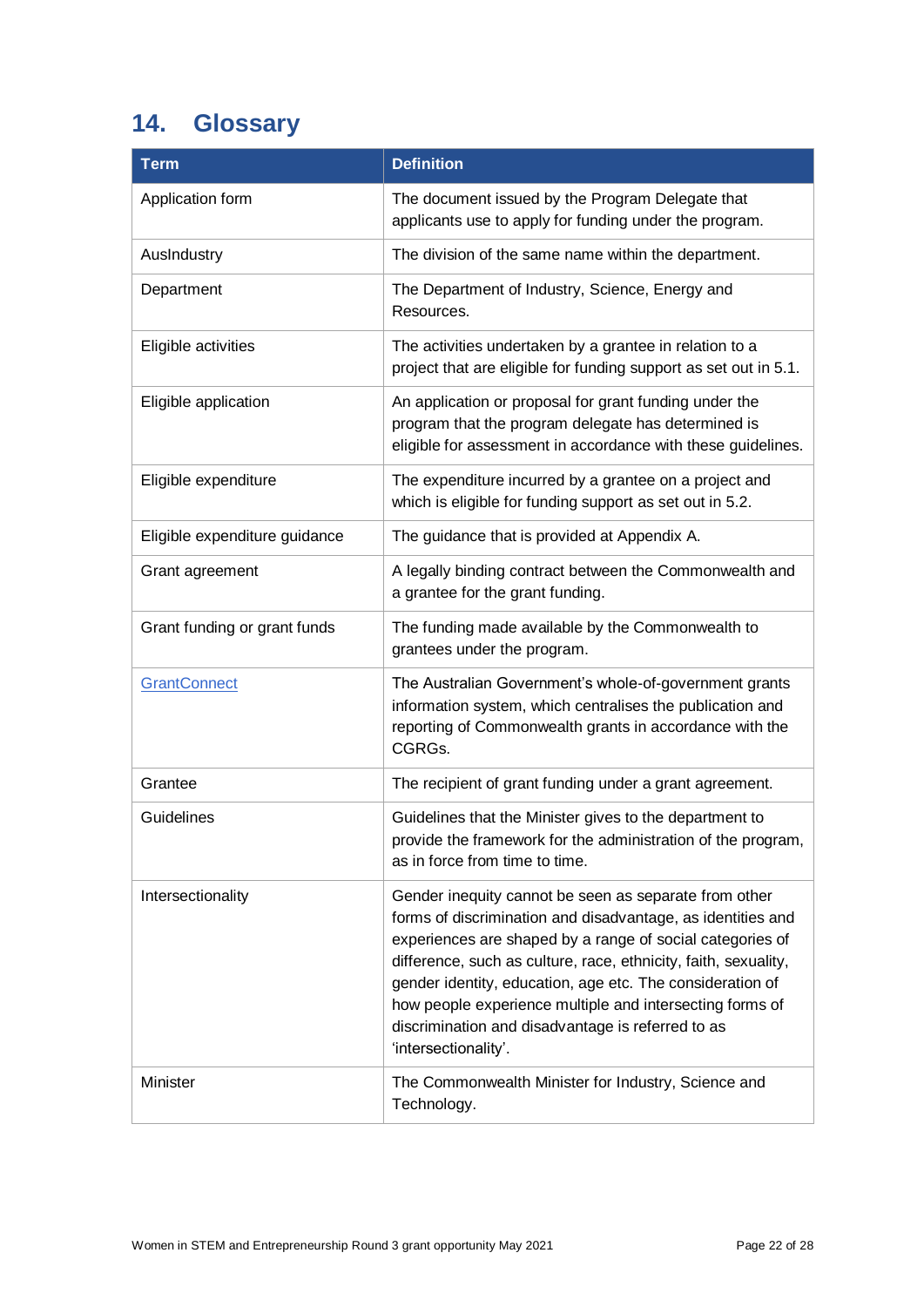## 14. Glossary

| Term | Definition |
|---|---|
| Application form | The document issued by the Program Delegate that applicants use to apply for funding under the program. |
| AusIndustry | The division of the same name within the department. |
| Department | The Department of Industry, Science, Energy and Resources. |
| Eligible activities | The activities undertaken by a grantee in relation to a project that are eligible for funding support as set out in 5.1. |
| Eligible application | An application or proposal for grant funding under the program that the program delegate has determined is eligible for assessment in accordance with these guidelines. |
| Eligible expenditure | The expenditure incurred by a grantee on a project and which is eligible for funding support as set out in 5.2. |
| Eligible expenditure guidance | The guidance that is provided at Appendix A. |
| Grant agreement | A legally binding contract between the Commonwealth and a grantee for the grant funding. |
| Grant funding or grant funds | The funding made available by the Commonwealth to grantees under the program. |
| GrantConnect | The Australian Government's whole-of-government grants information system, which centralises the publication and reporting of Commonwealth grants in accordance with the CGRGs. |
| Grantee | The recipient of grant funding under a grant agreement. |
| Guidelines | Guidelines that the Minister gives to the department to provide the framework for the administration of the program, as in force from time to time. |
| Intersectionality | Gender inequity cannot be seen as separate from other forms of discrimination and disadvantage, as identities and experiences are shaped by a range of social categories of difference, such as culture, race, ethnicity, faith, sexuality, gender identity, education, age etc. The consideration of how people experience multiple and intersecting forms of discrimination and disadvantage is referred to as 'intersectionality'. |
| Minister | The Commonwealth Minister for Industry, Science and Technology. |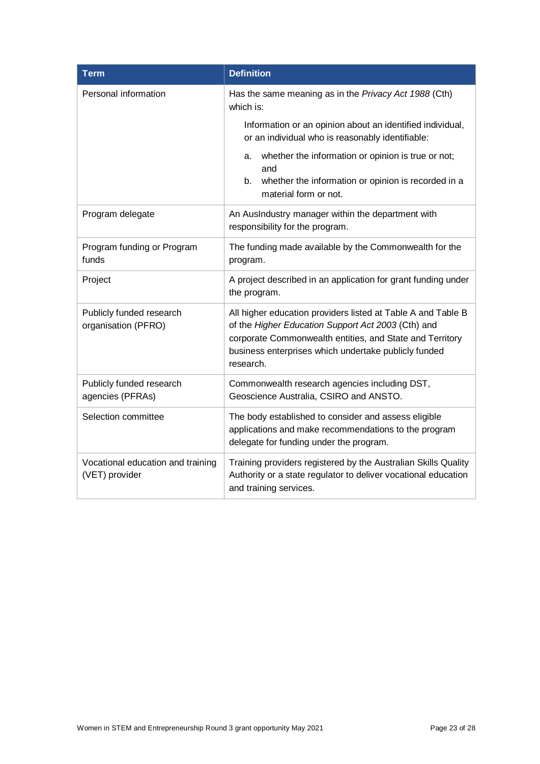| Term | Definition |
| --- | --- |
| Personal information | Has the same meaning as in the *Privacy Act 1988* (Cth) which is:<br><br>Information or an opinion about an identified individual, or an individual who is reasonably identifiable:<br><br>a. whether the information or opinion is true or not; and<br>b. whether the information or opinion is recorded in a material form or not. |
| Program delegate | An AusIndustry manager within the department with responsibility for the program. |
| Program funding or Program funds | The funding made available by the Commonwealth for the program. |
| Project | A project described in an application for grant funding under the program. |
| Publicly funded research organisation (PFRO) | All higher education providers listed at Table A and Table B of the *Higher Education Support Act 2003* (Cth) and corporate Commonwealth entities, and State and Territory business enterprises which undertake publicly funded research. |
| Publicly funded research agencies (PFRAs) | Commonwealth research agencies including DST, Geoscience Australia, CSIRO and ANSTO. |
| Selection committee | The body established to consider and assess eligible applications and make recommendations to the program delegate for funding under the program. |
| Vocational education and training (VET) provider | Training providers registered by the Australian Skills Quality Authority or a state regulator to deliver vocational education and training services. |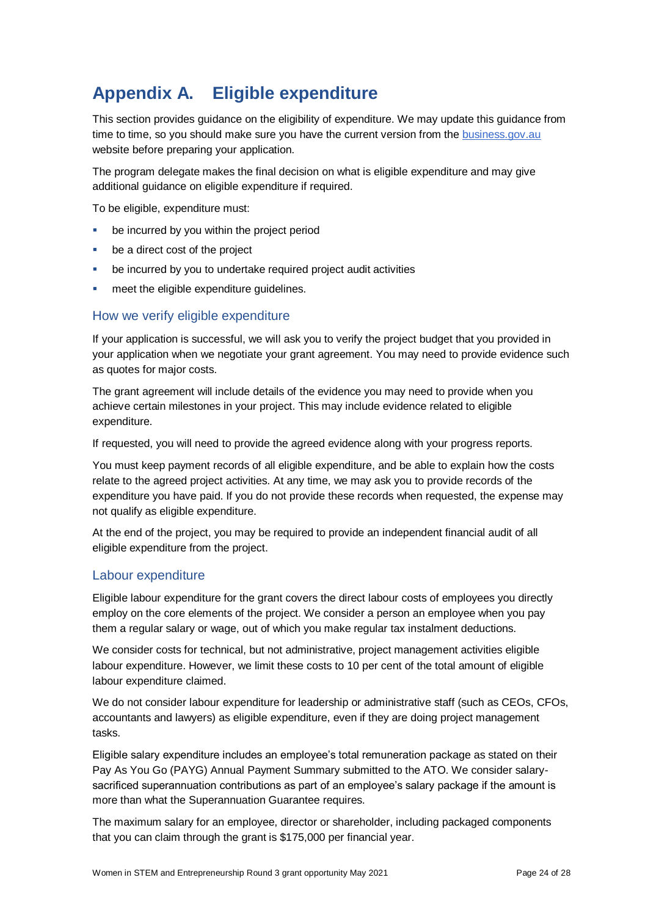# Appendix A. Eligible expenditure

This section provides guidance on the eligibility of expenditure. We may update this guidance from time to time, so you should make sure you have the current version from the [business.gov.au](https://business.gov.au) website before preparing your application.

The program delegate makes the final decision on what is eligible expenditure and may give additional guidance on eligible expenditure if required.

To be eligible, expenditure must:

- be incurred by you within the project period
- be a direct cost of the project
- be incurred by you to undertake required project audit activities
- meet the eligible expenditure guidelines.

## How we verify eligible expenditure

If your application is successful, we will ask you to verify the project budget that you provided in your application when we negotiate your grant agreement. You may need to provide evidence such as quotes for major costs.

The grant agreement will include details of the evidence you may need to provide when you achieve certain milestones in your project. This may include evidence related to eligible expenditure.

If requested, you will need to provide the agreed evidence along with your progress reports.

You must keep payment records of all eligible expenditure, and be able to explain how the costs relate to the agreed project activities. At any time, we may ask you to provide records of the expenditure you have paid. If you do not provide these records when requested, the expense may not qualify as eligible expenditure.

At the end of the project, you may be required to provide an independent financial audit of all eligible expenditure from the project.

## Labour expenditure

Eligible labour expenditure for the grant covers the direct labour costs of employees you directly employ on the core elements of the project. We consider a person an employee when you pay them a regular salary or wage, out of which you make regular tax instalment deductions.

We consider costs for technical, but not administrative, project management activities eligible labour expenditure. However, we limit these costs to 10 per cent of the total amount of eligible labour expenditure claimed.

We do not consider labour expenditure for leadership or administrative staff (such as CEOs, CFOs, accountants and lawyers) as eligible expenditure, even if they are doing project management tasks.

Eligible salary expenditure includes an employee's total remuneration package as stated on their Pay As You Go (PAYG) Annual Payment Summary submitted to the ATO. We consider salary-sacrificed superannuation contributions as part of an employee's salary package if the amount is more than what the Superannuation Guarantee requires.

The maximum salary for an employee, director or shareholder, including packaged components that you can claim through the grant is $175,000 per financial year.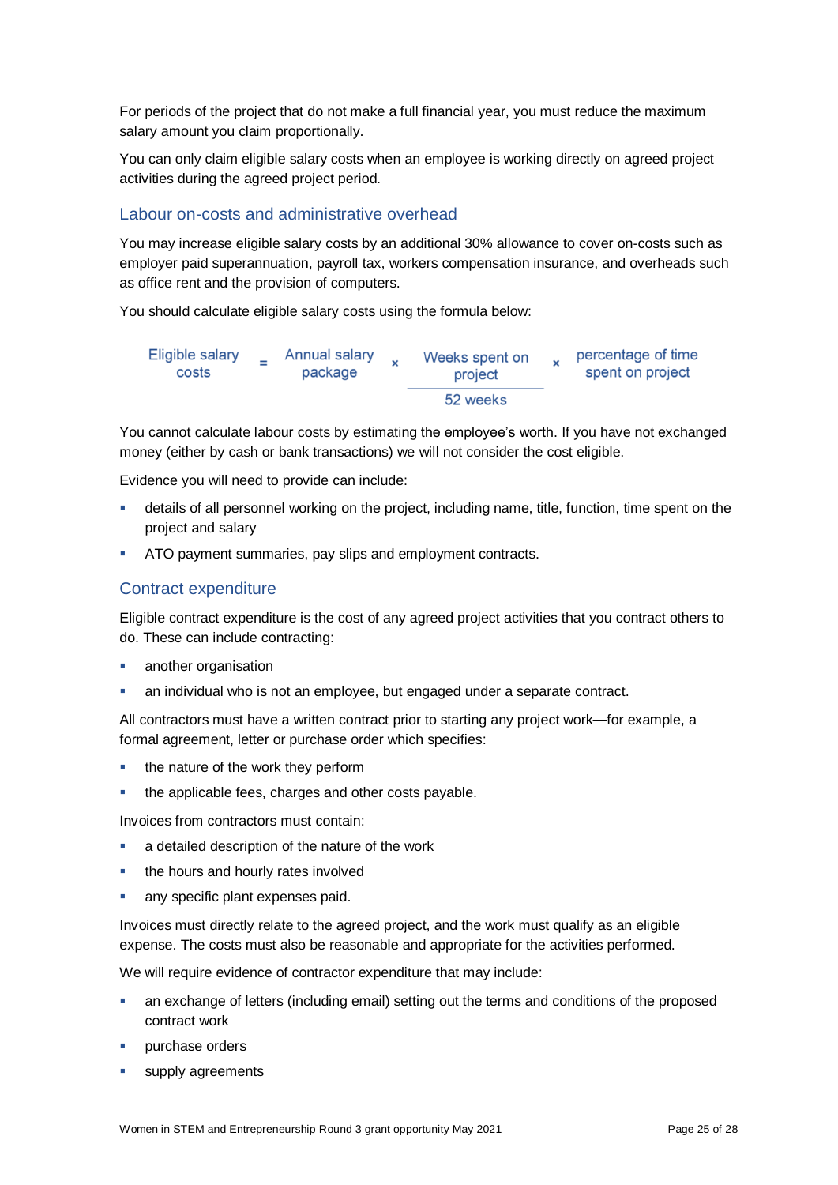For periods of the project that do not make a full financial year, you must reduce the maximum salary amount you claim proportionally.

You can only claim eligible salary costs when an employee is working directly on agreed project activities during the agreed project period.

### Labour on-costs and administrative overhead

You may increase eligible salary costs by an additional 30% allowance to cover on-costs such as employer paid superannuation, payroll tax, workers compensation insurance, and overheads such as office rent and the provision of computers.

You should calculate eligible salary costs using the formula below:

$$\text{Eligible salary costs} = \text{Annual salary package} \times \frac{\text{Weeks spent on project}}{\text{52 weeks}} \times \text{percentage of time spent on project}$$

You cannot calculate labour costs by estimating the employee's worth. If you have not exchanged money (either by cash or bank transactions) we will not consider the cost eligible.

Evidence you will need to provide can include:

- details of all personnel working on the project, including name, title, function, time spent on the project and salary
- ATO payment summaries, pay slips and employment contracts.

### Contract expenditure

Eligible contract expenditure is the cost of any agreed project activities that you contract others to do. These can include contracting:

- another organisation
- an individual who is not an employee, but engaged under a separate contract.

All contractors must have a written contract prior to starting any project work—for example, a formal agreement, letter or purchase order which specifies:

- the nature of the work they perform
- the applicable fees, charges and other costs payable.

Invoices from contractors must contain:

- a detailed description of the nature of the work
- the hours and hourly rates involved
- any specific plant expenses paid.

Invoices must directly relate to the agreed project, and the work must qualify as an eligible expense. The costs must also be reasonable and appropriate for the activities performed.

We will require evidence of contractor expenditure that may include:

- an exchange of letters (including email) setting out the terms and conditions of the proposed contract work
- purchase orders
- supply agreements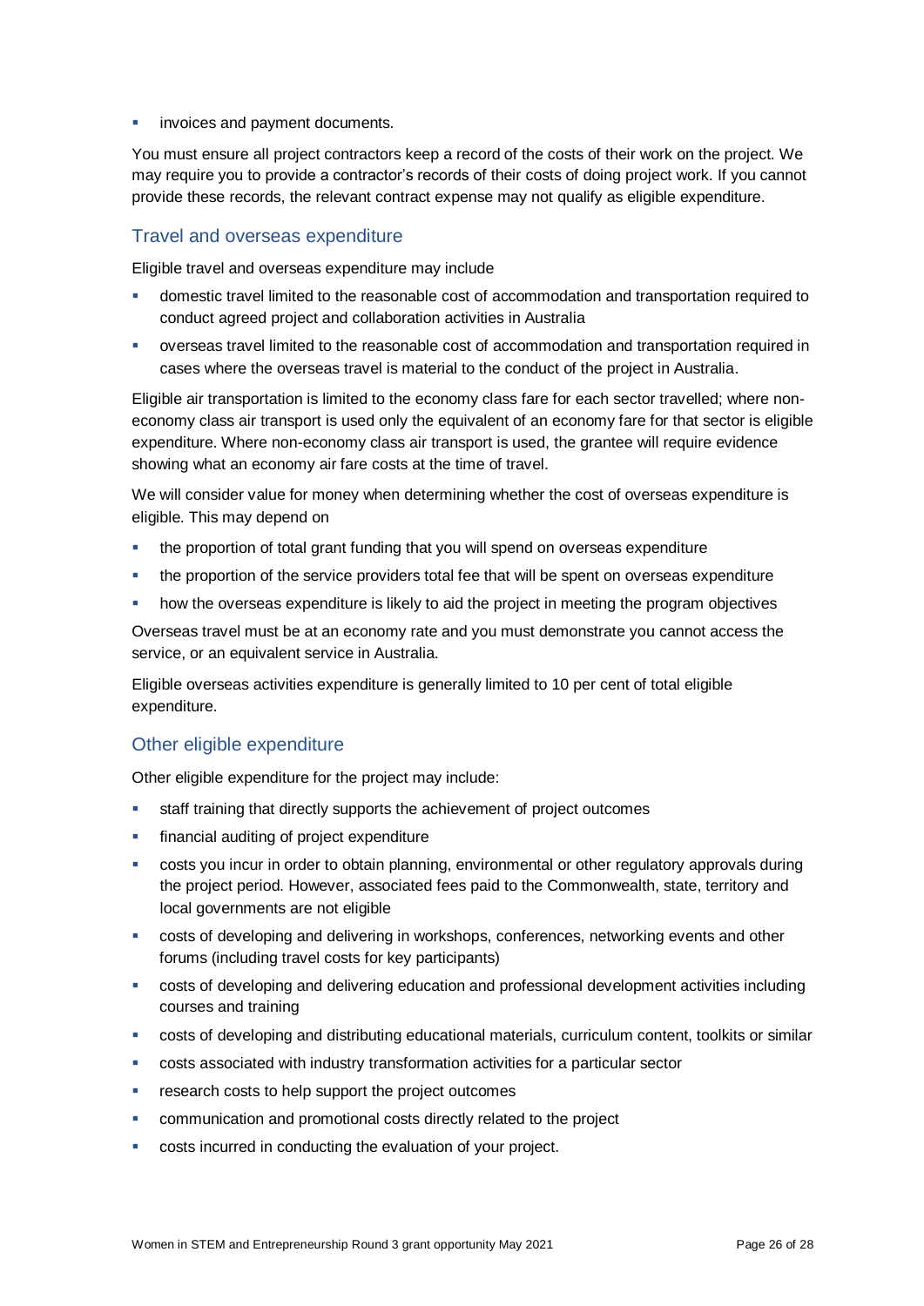- invoices and payment documents.

You must ensure all project contractors keep a record of the costs of their work on the project. We may require you to provide a contractor's records of their costs of doing project work. If you cannot provide these records, the relevant contract expense may not qualify as eligible expenditure.

## Travel and overseas expenditure

Eligible travel and overseas expenditure may include

- domestic travel limited to the reasonable cost of accommodation and transportation required to conduct agreed project and collaboration activities in Australia
- overseas travel limited to the reasonable cost of accommodation and transportation required in cases where the overseas travel is material to the conduct of the project in Australia.

Eligible air transportation is limited to the economy class fare for each sector travelled; where non-economy class air transport is used only the equivalent of an economy fare for that sector is eligible expenditure. Where non-economy class air transport is used, the grantee will require evidence showing what an economy air fare costs at the time of travel.

We will consider value for money when determining whether the cost of overseas expenditure is eligible. This may depend on

- the proportion of total grant funding that you will spend on overseas expenditure
- the proportion of the service providers total fee that will be spent on overseas expenditure
- how the overseas expenditure is likely to aid the project in meeting the program objectives

Overseas travel must be at an economy rate and you must demonstrate you cannot access the service, or an equivalent service in Australia.

Eligible overseas activities expenditure is generally limited to 10 per cent of total eligible expenditure.

## Other eligible expenditure

Other eligible expenditure for the project may include:

- staff training that directly supports the achievement of project outcomes
- financial auditing of project expenditure
- costs you incur in order to obtain planning, environmental or other regulatory approvals during the project period. However, associated fees paid to the Commonwealth, state, territory and local governments are not eligible
- costs of developing and delivering in workshops, conferences, networking events and other forums (including travel costs for key participants)
- costs of developing and delivering education and professional development activities including courses and training
- costs of developing and distributing educational materials, curriculum content, toolkits or similar
- costs associated with industry transformation activities for a particular sector
- research costs to help support the project outcomes
- communication and promotional costs directly related to the project
- costs incurred in conducting the evaluation of your project.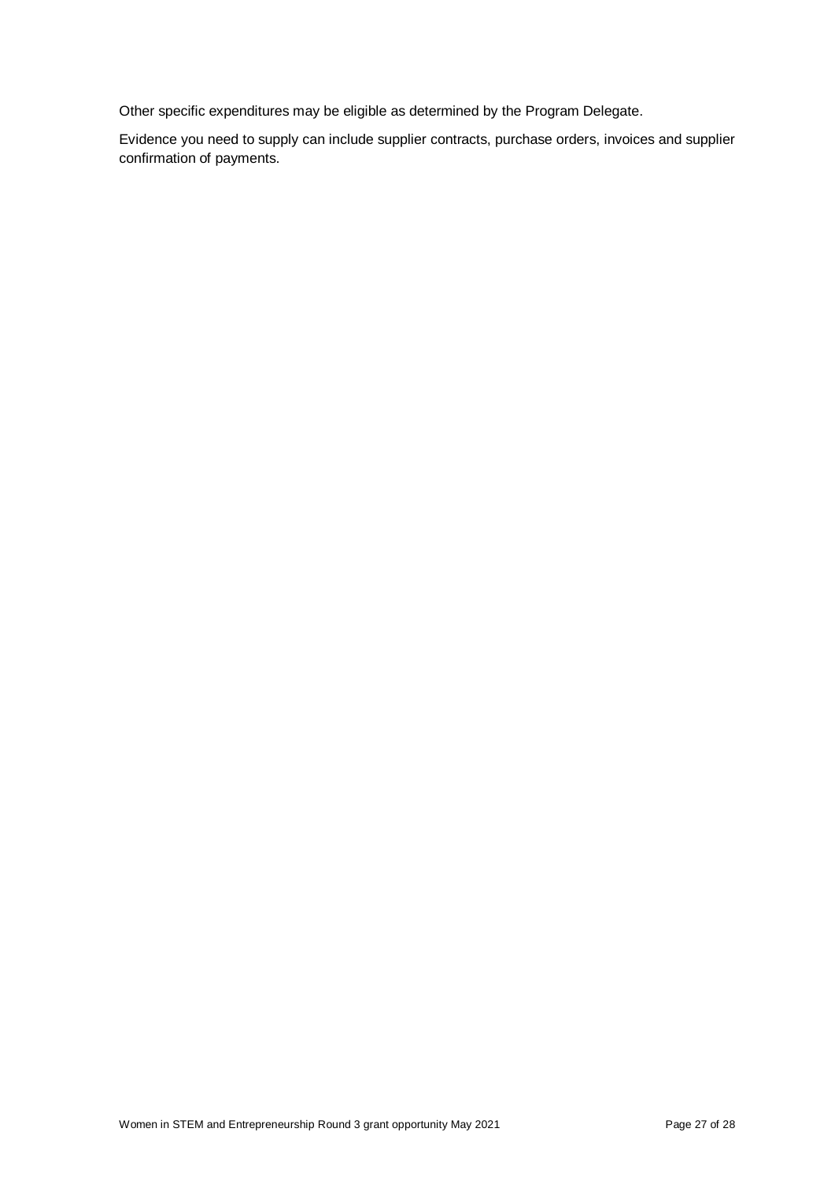Other specific expenditures may be eligible as determined by the Program Delegate.

Evidence you need to supply can include supplier contracts, purchase orders, invoices and supplier confirmation of payments.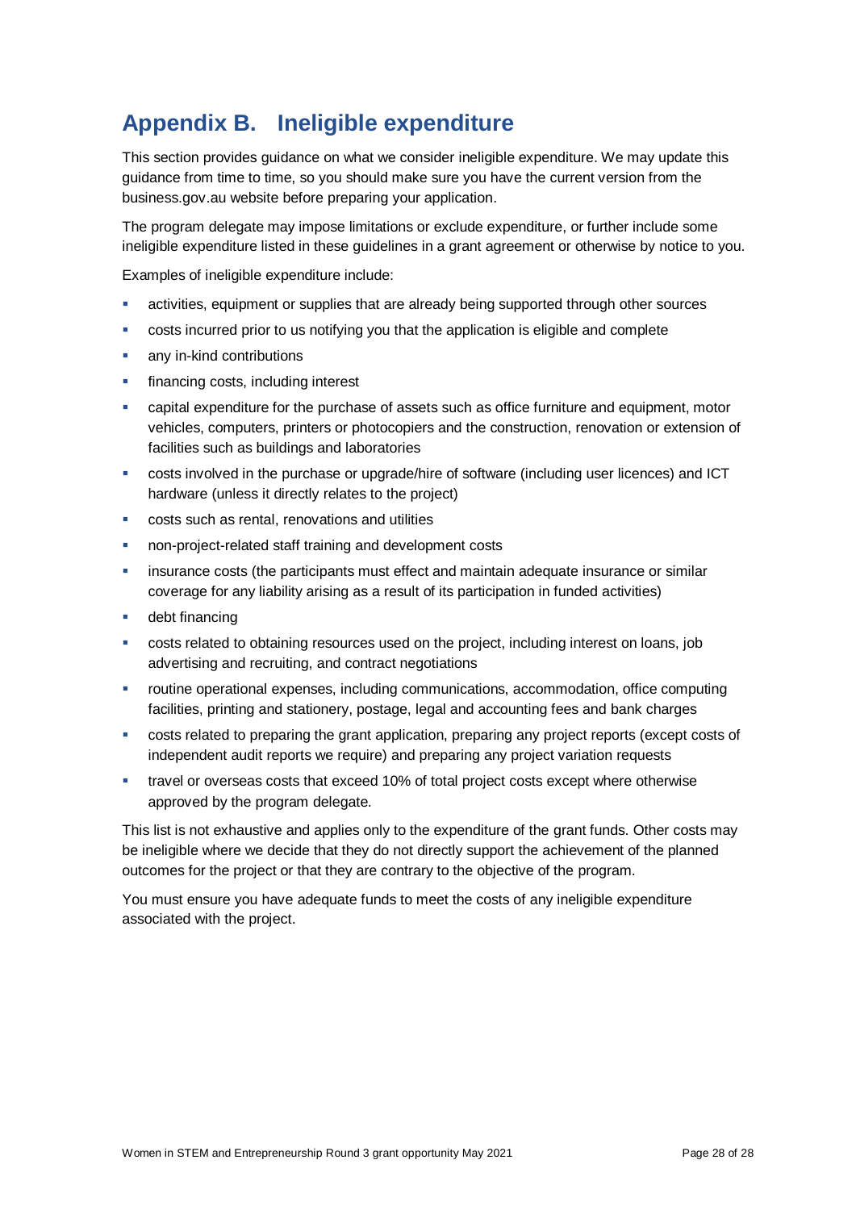# Appendix B. Ineligible expenditure

This section provides guidance on what we consider ineligible expenditure. We may update this guidance from time to time, so you should make sure you have the current version from the business.gov.au website before preparing your application.

The program delegate may impose limitations or exclude expenditure, or further include some ineligible expenditure listed in these guidelines in a grant agreement or otherwise by notice to you.

Examples of ineligible expenditure include:

- activities, equipment or supplies that are already being supported through other sources
- costs incurred prior to us notifying you that the application is eligible and complete
- any in-kind contributions
- financing costs, including interest
- capital expenditure for the purchase of assets such as office furniture and equipment, motor vehicles, computers, printers or photocopiers and the construction, renovation or extension of facilities such as buildings and laboratories
- costs involved in the purchase or upgrade/hire of software (including user licences) and ICT hardware (unless it directly relates to the project)
- costs such as rental, renovations and utilities
- non-project-related staff training and development costs
- insurance costs (the participants must effect and maintain adequate insurance or similar coverage for any liability arising as a result of its participation in funded activities)
- debt financing
- costs related to obtaining resources used on the project, including interest on loans, job advertising and recruiting, and contract negotiations
- routine operational expenses, including communications, accommodation, office computing facilities, printing and stationery, postage, legal and accounting fees and bank charges
- costs related to preparing the grant application, preparing any project reports (except costs of independent audit reports we require) and preparing any project variation requests
- travel or overseas costs that exceed 10% of total project costs except where otherwise approved by the program delegate.

This list is not exhaustive and applies only to the expenditure of the grant funds. Other costs may be ineligible where we decide that they do not directly support the achievement of the planned outcomes for the project or that they are contrary to the objective of the program.

You must ensure you have adequate funds to meet the costs of any ineligible expenditure associated with the project.